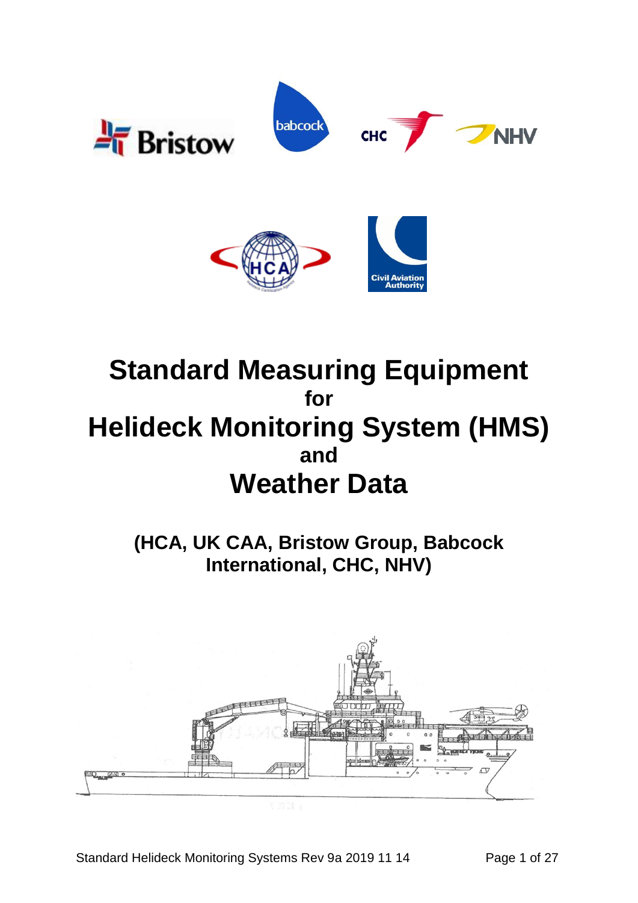# Standard Measuring Equipment

## for

# Helideck Monitoring System (HMS)

## and

# Weather Data

### (HCA, UK CAA, Bristow Group, Babcock International, CHC, NHV)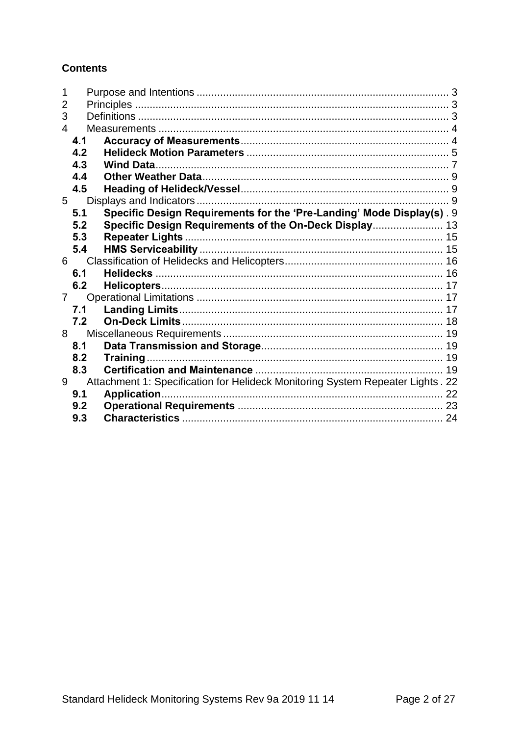**Contents**

1 Purpose and Intentions ..... 3
2 Principles ..... 3
3 Definitions ..... 3
4 Measurements ..... 4
  **4.1 Accuracy of Measurements** ..... 4
  **4.2 Helideck Motion Parameters** ..... 5
  **4.3 Wind Data** ..... 7
  **4.4 Other Weather Data** ..... 9
  **4.5 Heading of Helideck/Vessel** ..... 9
5 Displays and Indicators ..... 9
  **5.1 Specific Design Requirements for the 'Pre-Landing' Mode Display(s)** . 9
  **5.2 Specific Design Requirements of the On-Deck Display** ..... 13
  **5.3 Repeater Lights** ..... 15
  **5.4 HMS Serviceability** ..... 15
6 Classification of Helidecks and Helicopters ..... 16
  **6.1 Helidecks** ..... 16
  **6.2 Helicopters** ..... 17
7 Operational Limitations ..... 17
  **7.1 Landing Limits** ..... 17
  **7.2 On-Deck Limits** ..... 18
8 Miscellaneous Requirements ..... 19
  **8.1 Data Transmission and Storage** ..... 19
  **8.2 Training** ..... 19
  **8.3 Certification and Maintenance** ..... 19
9 Attachment 1: Specification for Helideck Monitoring System Repeater Lights . 22
  **9.1 Application** ..... 22
  **9.2 Operational Requirements** ..... 23
  **9.3 Characteristics** ..... 24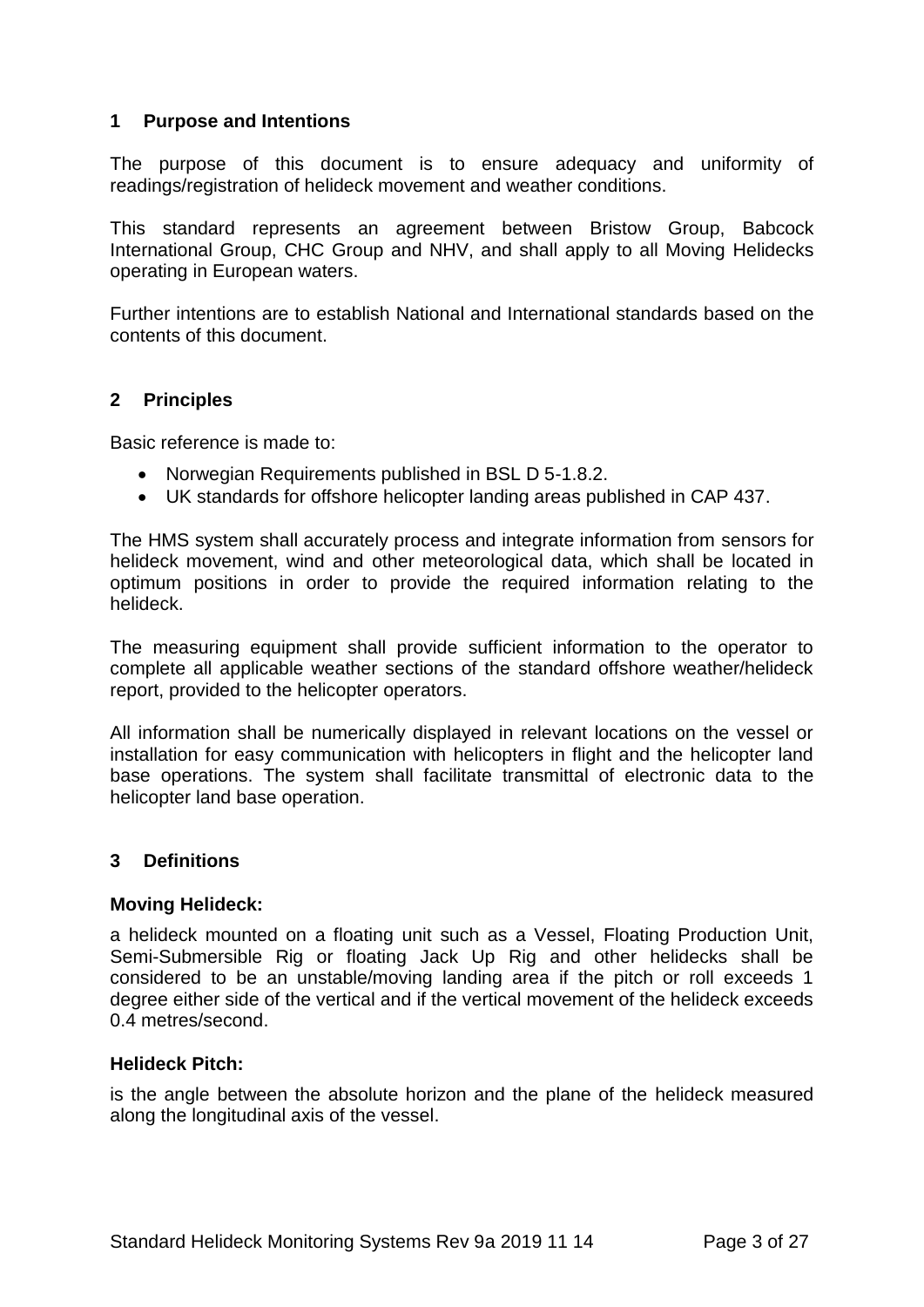## 1 Purpose and Intentions

The purpose of this document is to ensure adequacy and uniformity of readings/registration of helideck movement and weather conditions.

This standard represents an agreement between Bristow Group, Babcock International Group, CHC Group and NHV, and shall apply to all Moving Helidecks operating in European waters.

Further intentions are to establish National and International standards based on the contents of this document.

## 2 Principles

Basic reference is made to:

- Norwegian Requirements published in BSL D 5-1.8.2.
- UK standards for offshore helicopter landing areas published in CAP 437.

The HMS system shall accurately process and integrate information from sensors for helideck movement, wind and other meteorological data, which shall be located in optimum positions in order to provide the required information relating to the helideck.

The measuring equipment shall provide sufficient information to the operator to complete all applicable weather sections of the standard offshore weather/helideck report, provided to the helicopter operators.

All information shall be numerically displayed in relevant locations on the vessel or installation for easy communication with helicopters in flight and the helicopter land base operations. The system shall facilitate transmittal of electronic data to the helicopter land base operation.

## 3 Definitions

**Moving Helideck:**

a helideck mounted on a floating unit such as a Vessel, Floating Production Unit, Semi-Submersible Rig or floating Jack Up Rig and other helidecks shall be considered to be an unstable/moving landing area if the pitch or roll exceeds 1 degree either side of the vertical and if the vertical movement of the helideck exceeds 0.4 metres/second.

**Helideck Pitch:**

is the angle between the absolute horizon and the plane of the helideck measured along the longitudinal axis of the vessel.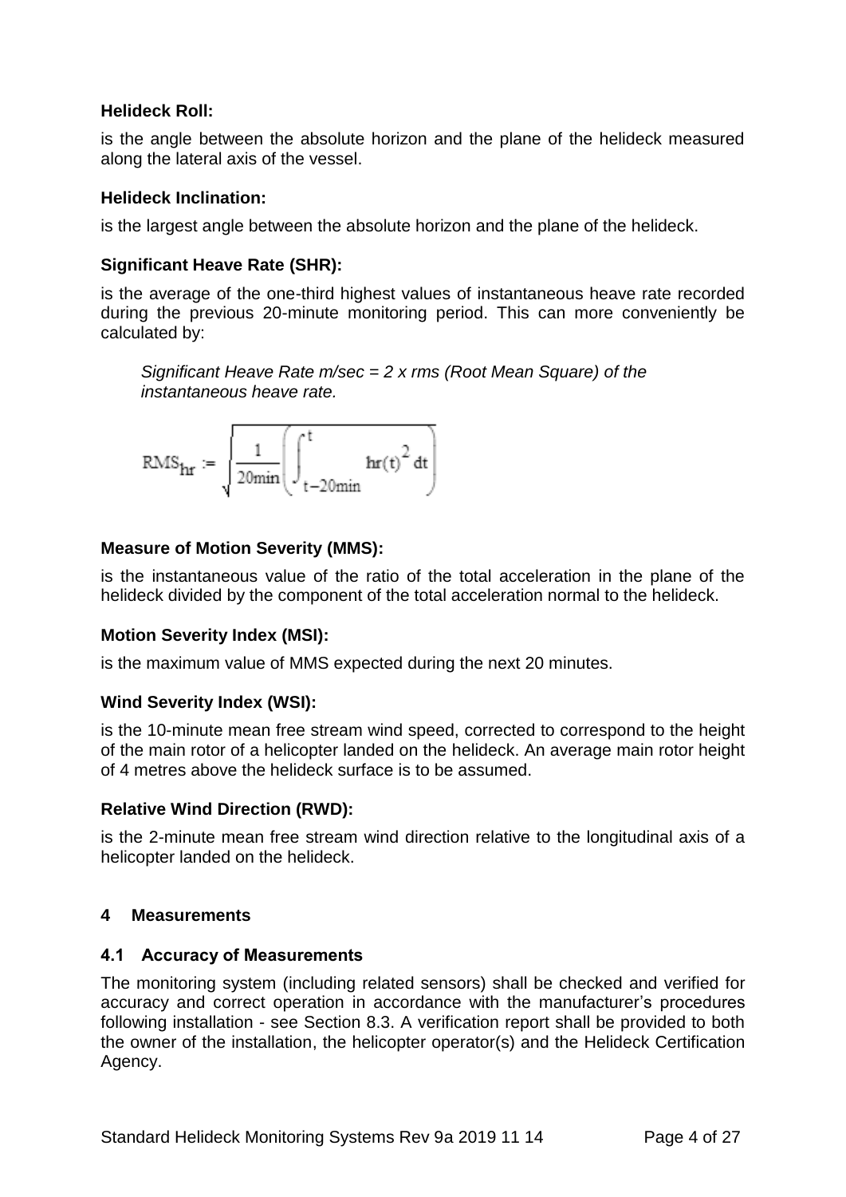**Helideck Roll:**

is the angle between the absolute horizon and the plane of the helideck measured along the lateral axis of the vessel.

**Helideck Inclination:**

is the largest angle between the absolute horizon and the plane of the helideck.

**Significant Heave Rate (SHR):**

is the average of the one-third highest values of instantaneous heave rate recorded during the previous 20-minute monitoring period. This can more conveniently be calculated by:

> *Significant Heave Rate m/sec = 2 x rms (Root Mean Square) of the instantaneous heave rate.*

$$\mathrm{RMS}_{\mathrm{hr}} := \sqrt{\frac{1}{20\mathrm{min}}\left(\int_{t-20\mathrm{min}}^{t} \mathrm{hr}(t)^2 \, dt\right)}$$

**Measure of Motion Severity (MMS):**

is the instantaneous value of the ratio of the total acceleration in the plane of the helideck divided by the component of the total acceleration normal to the helideck.

**Motion Severity Index (MSI):**

is the maximum value of MMS expected during the next 20 minutes.

**Wind Severity Index (WSI):**

is the 10-minute mean free stream wind speed, corrected to correspond to the height of the main rotor of a helicopter landed on the helideck. An average main rotor height of 4 metres above the helideck surface is to be assumed.

**Relative Wind Direction (RWD):**

is the 2-minute mean free stream wind direction relative to the longitudinal axis of a helicopter landed on the helideck.

## 4 Measurements

### 4.1 Accuracy of Measurements

The monitoring system (including related sensors) shall be checked and verified for accuracy and correct operation in accordance with the manufacturer's procedures following installation - see Section 8.3. A verification report shall be provided to both the owner of the installation, the helicopter operator(s) and the Helideck Certification Agency.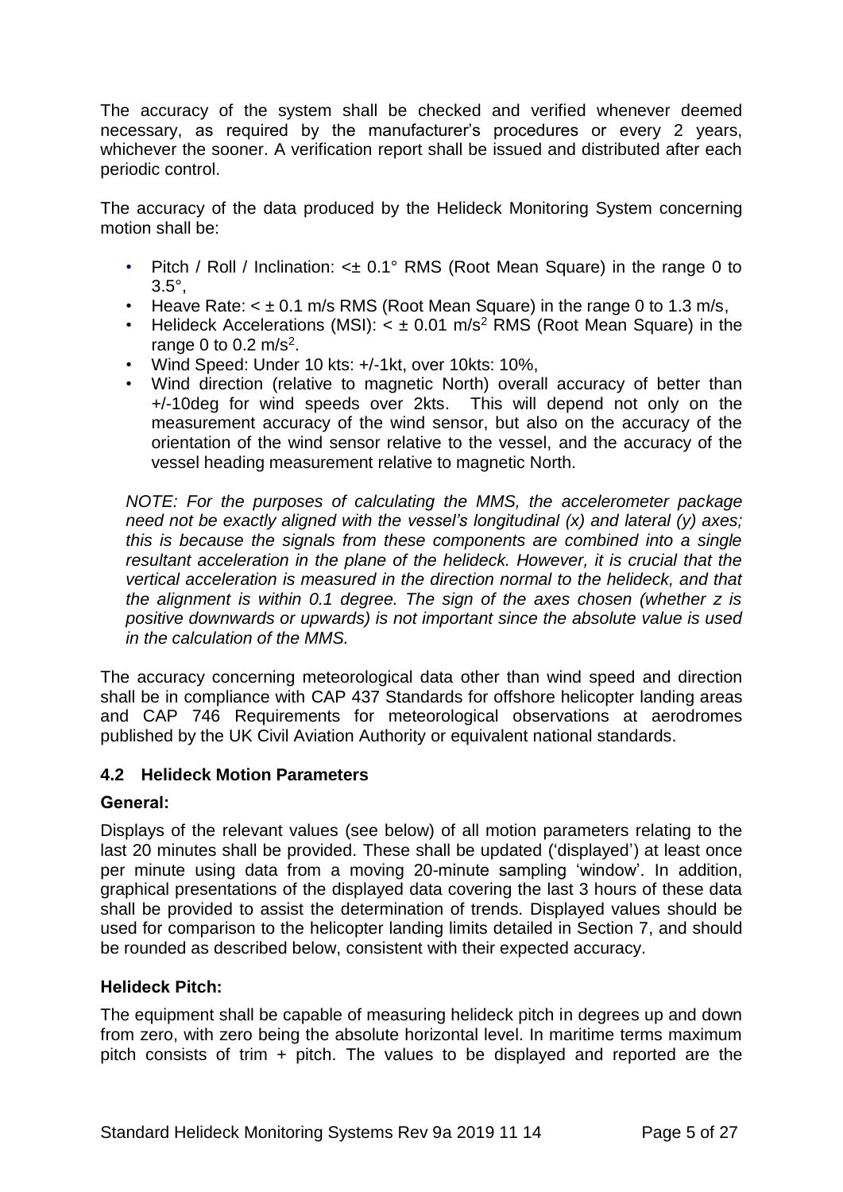The accuracy of the system shall be checked and verified whenever deemed necessary, as required by the manufacturer's procedures or every 2 years, whichever the sooner. A verification report shall be issued and distributed after each periodic control.

The accuracy of the data produced by the Helideck Monitoring System concerning motion shall be:

- Pitch / Roll / Inclination: <± 0.1° RMS (Root Mean Square) in the range 0 to 3.5°,
- Heave Rate: < ± 0.1 m/s RMS (Root Mean Square) in the range 0 to 1.3 m/s,
- Helideck Accelerations (MSI): < ± 0.01 $m/s^2$ RMS (Root Mean Square) in the range 0 to 0.2 $m/s^2$.
- Wind Speed: Under 10 kts: +/-1kt, over 10kts: 10%,
- Wind direction (relative to magnetic North) overall accuracy of better than +/-10deg for wind speeds over 2kts. This will depend not only on the measurement accuracy of the wind sensor, but also on the accuracy of the orientation of the wind sensor relative to the vessel, and the accuracy of the vessel heading measurement relative to magnetic North.

*NOTE: For the purposes of calculating the MMS, the accelerometer package need not be exactly aligned with the vessel's longitudinal (x) and lateral (y) axes; this is because the signals from these components are combined into a single resultant acceleration in the plane of the helideck. However, it is crucial that the vertical acceleration is measured in the direction normal to the helideck, and that the alignment is within 0.1 degree. The sign of the axes chosen (whether z is positive downwards or upwards) is not important since the absolute value is used in the calculation of the MMS.*

The accuracy concerning meteorological data other than wind speed and direction shall be in compliance with CAP 437 Standards for offshore helicopter landing areas and CAP 746 Requirements for meteorological observations at aerodromes published by the UK Civil Aviation Authority or equivalent national standards.

### 4.2 Helideck Motion Parameters

**General:**

Displays of the relevant values (see below) of all motion parameters relating to the last 20 minutes shall be provided. These shall be updated ('displayed') at least once per minute using data from a moving 20-minute sampling 'window'. In addition, graphical presentations of the displayed data covering the last 3 hours of these data shall be provided to assist the determination of trends. Displayed values should be used for comparison to the helicopter landing limits detailed in Section 7, and should be rounded as described below, consistent with their expected accuracy.

**Helideck Pitch:**

The equipment shall be capable of measuring helideck pitch in degrees up and down from zero, with zero being the absolute horizontal level. In maritime terms maximum pitch consists of trim + pitch. The values to be displayed and reported are the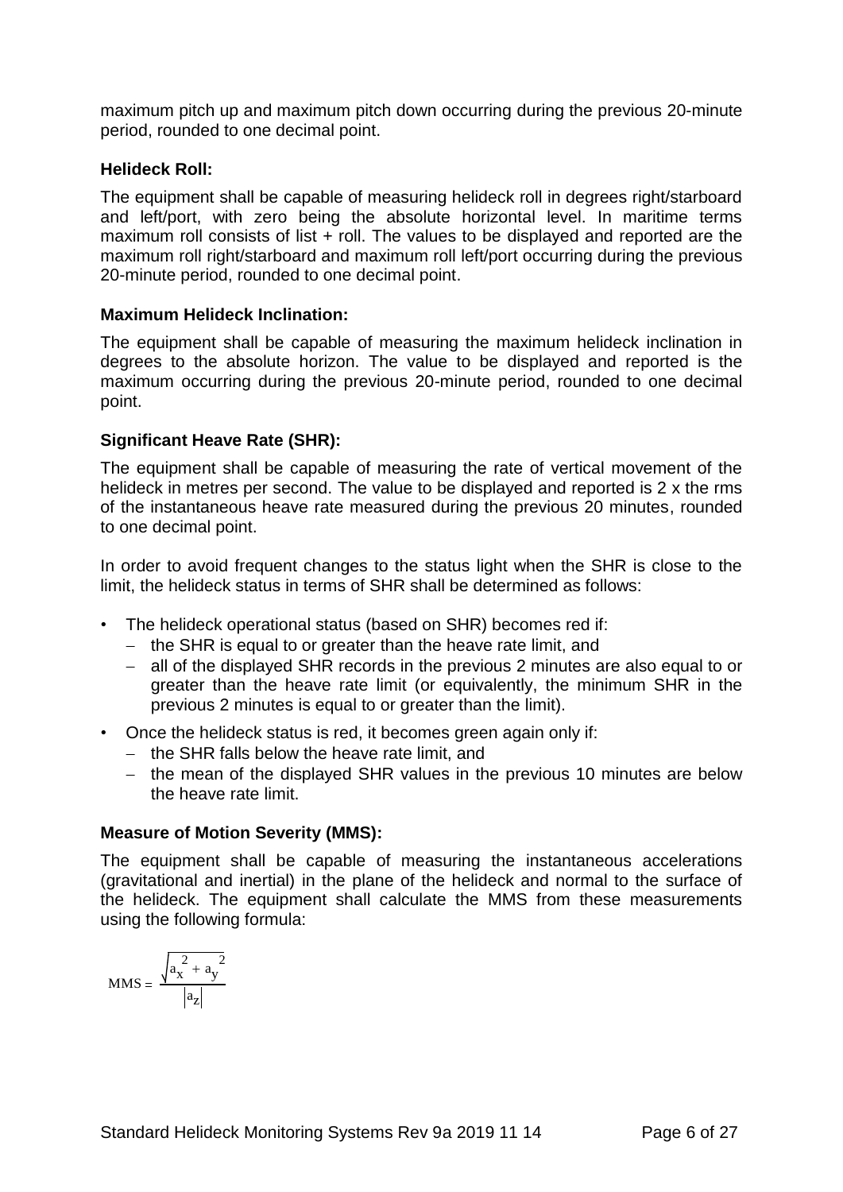maximum pitch up and maximum pitch down occurring during the previous 20-minute period, rounded to one decimal point.

**Helideck Roll:**

The equipment shall be capable of measuring helideck roll in degrees right/starboard and left/port, with zero being the absolute horizontal level. In maritime terms maximum roll consists of list + roll. The values to be displayed and reported are the maximum roll right/starboard and maximum roll left/port occurring during the previous 20-minute period, rounded to one decimal point.

**Maximum Helideck Inclination:**

The equipment shall be capable of measuring the maximum helideck inclination in degrees to the absolute horizon. The value to be displayed and reported is the maximum occurring during the previous 20-minute period, rounded to one decimal point.

**Significant Heave Rate (SHR):**

The equipment shall be capable of measuring the rate of vertical movement of the helideck in metres per second. The value to be displayed and reported is 2 x the rms of the instantaneous heave rate measured during the previous 20 minutes, rounded to one decimal point.

In order to avoid frequent changes to the status light when the SHR is close to the limit, the helideck status in terms of SHR shall be determined as follows:

- The helideck operational status (based on SHR) becomes red if:
  - the SHR is equal to or greater than the heave rate limit, and
  - all of the displayed SHR records in the previous 2 minutes are also equal to or greater than the heave rate limit (or equivalently, the minimum SHR in the previous 2 minutes is equal to or greater than the limit).
- Once the helideck status is red, it becomes green again only if:
  - the SHR falls below the heave rate limit, and
  - the mean of the displayed SHR values in the previous 10 minutes are below the heave rate limit.

**Measure of Motion Severity (MMS):**

The equipment shall be capable of measuring the instantaneous accelerations (gravitational and inertial) in the plane of the helideck and normal to the surface of the helideck. The equipment shall calculate the MMS from these measurements using the following formula:

$$\text{MMS} = \frac{\sqrt{a_x^2 + a_y^2}}{|a_z|}$$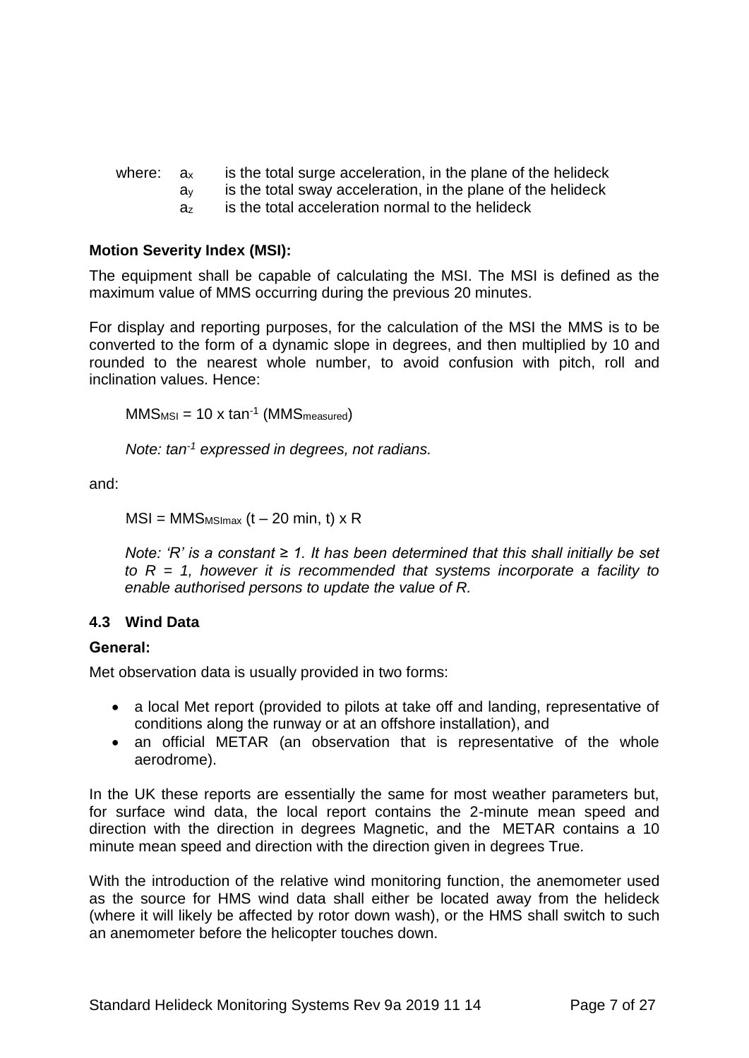where: $a_x$ is the total surge acceleration, in the plane of the helideck
$a_y$ is the total sway acceleration, in the plane of the helideck
$a_z$ is the total acceleration normal to the helideck

**Motion Severity Index (MSI):**

The equipment shall be capable of calculating the MSI. The MSI is defined as the maximum value of MMS occurring during the previous 20 minutes.

For display and reporting purposes, for the calculation of the MSI the MMS is to be converted to the form of a dynamic slope in degrees, and then multiplied by 10 and rounded to the nearest whole number, to avoid confusion with pitch, roll and inclination values. Hence:

$$MMS_{MSI} = 10 \times \tan^{-1} (MMS_{measured})$$

*Note: $\tan^{-1}$ expressed in degrees, not radians.*

and:

$$MSI = MMS_{MSImax} (t - 20 \text{ min}, t) \times R$$

*Note: 'R' is a constant ≥ 1. It has been determined that this shall initially be set to R = 1, however it is recommended that systems incorporate a facility to enable authorised persons to update the value of R.*

### 4.3 Wind Data

**General:**

Met observation data is usually provided in two forms:

- a local Met report (provided to pilots at take off and landing, representative of conditions along the runway or at an offshore installation), and
- an official METAR (an observation that is representative of the whole aerodrome).

In the UK these reports are essentially the same for most weather parameters but, for surface wind data, the local report contains the 2-minute mean speed and direction with the direction in degrees Magnetic, and the METAR contains a 10 minute mean speed and direction with the direction given in degrees True.

With the introduction of the relative wind monitoring function, the anemometer used as the source for HMS wind data shall either be located away from the helideck (where it will likely be affected by rotor down wash), or the HMS shall switch to such an anemometer before the helicopter touches down.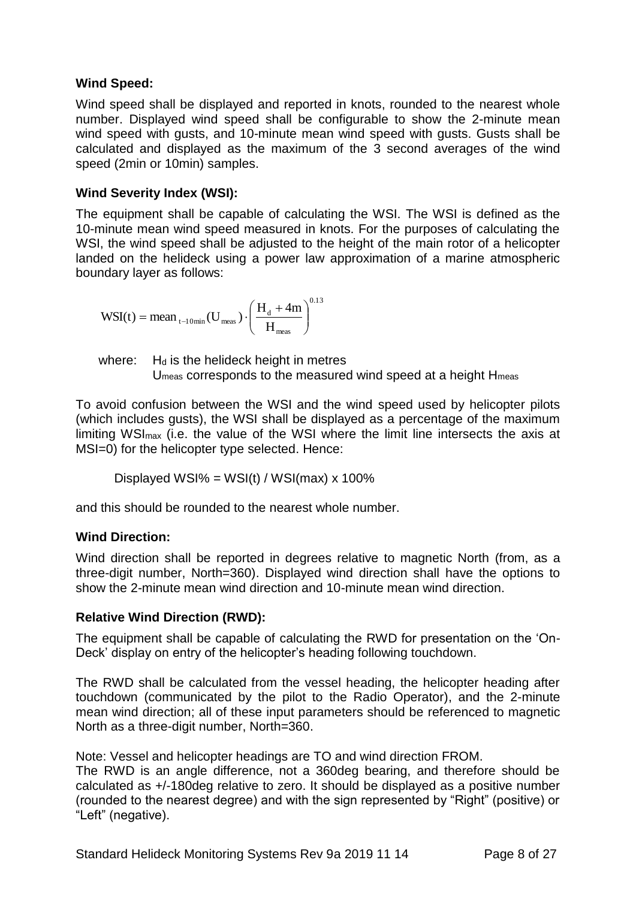**Wind Speed:**

Wind speed shall be displayed and reported in knots, rounded to the nearest whole number. Displayed wind speed shall be configurable to show the 2-minute mean wind speed with gusts, and 10-minute mean wind speed with gusts. Gusts shall be calculated and displayed as the maximum of the 3 second averages of the wind speed (2min or 10min) samples.

**Wind Severity Index (WSI):**

The equipment shall be capable of calculating the WSI. The WSI is defined as the 10-minute mean wind speed measured in knots. For the purposes of calculating the WSI, the wind speed shall be adjusted to the height of the main rotor of a helicopter landed on the helideck using a power law approximation of a marine atmospheric boundary layer as follows:

$$\mathrm{WSI(t)} = \mathrm{mean}_{\,t-10\min}(\mathrm{U_{meas}}) \cdot \left( \frac{\mathrm{H_d + 4m}}{\mathrm{H_{meas}}} \right)^{0.13}$$

where: $H_d$ is the helideck height in metres
$U_{meas}$ corresponds to the measured wind speed at a height $H_{meas}$

To avoid confusion between the WSI and the wind speed used by helicopter pilots (which includes gusts), the WSI shall be displayed as a percentage of the maximum limiting $WSI_{max}$ (i.e. the value of the WSI where the limit line intersects the axis at MSI=0) for the helicopter type selected. Hence:

Displayed WSI% = WSI(t) / WSI(max) x 100%

and this should be rounded to the nearest whole number.

**Wind Direction:**

Wind direction shall be reported in degrees relative to magnetic North (from, as a three-digit number, North=360). Displayed wind direction shall have the options to show the 2-minute mean wind direction and 10-minute mean wind direction.

**Relative Wind Direction (RWD):**

The equipment shall be capable of calculating the RWD for presentation on the 'On-Deck' display on entry of the helicopter's heading following touchdown.

The RWD shall be calculated from the vessel heading, the helicopter heading after touchdown (communicated by the pilot to the Radio Operator), and the 2-minute mean wind direction; all of these input parameters should be referenced to magnetic North as a three-digit number, North=360.

Note: Vessel and helicopter headings are TO and wind direction FROM.
The RWD is an angle difference, not a 360deg bearing, and therefore should be calculated as +/-180deg relative to zero. It should be displayed as a positive number (rounded to the nearest degree) and with the sign represented by "Right" (positive) or "Left" (negative).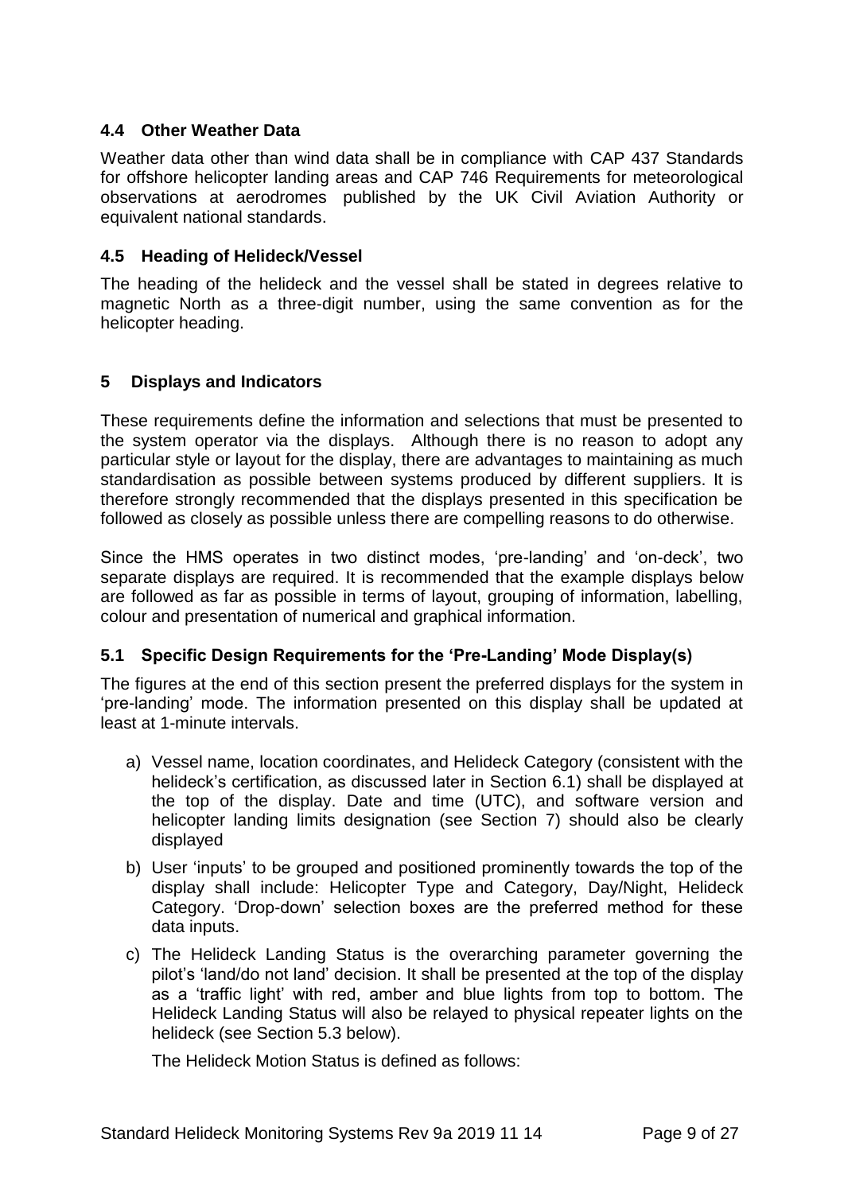### 4.4 Other Weather Data

Weather data other than wind data shall be in compliance with CAP 437 Standards for offshore helicopter landing areas and CAP 746 Requirements for meteorological observations at aerodromes published by the UK Civil Aviation Authority or equivalent national standards.

### 4.5 Heading of Helideck/Vessel

The heading of the helideck and the vessel shall be stated in degrees relative to magnetic North as a three-digit number, using the same convention as for the helicopter heading.

## 5 Displays and Indicators

These requirements define the information and selections that must be presented to the system operator via the displays. Although there is no reason to adopt any particular style or layout for the display, there are advantages to maintaining as much standardisation as possible between systems produced by different suppliers. It is therefore strongly recommended that the displays presented in this specification be followed as closely as possible unless there are compelling reasons to do otherwise.

Since the HMS operates in two distinct modes, 'pre-landing' and 'on-deck', two separate displays are required. It is recommended that the example displays below are followed as far as possible in terms of layout, grouping of information, labelling, colour and presentation of numerical and graphical information.

### 5.1 Specific Design Requirements for the 'Pre-Landing' Mode Display(s)

The figures at the end of this section present the preferred displays for the system in 'pre-landing' mode. The information presented on this display shall be updated at least at 1-minute intervals.

a) Vessel name, location coordinates, and Helideck Category (consistent with the helideck's certification, as discussed later in Section 6.1) shall be displayed at the top of the display. Date and time (UTC), and software version and helicopter landing limits designation (see Section 7) should also be clearly displayed

b) User 'inputs' to be grouped and positioned prominently towards the top of the display shall include: Helicopter Type and Category, Day/Night, Helideck Category. 'Drop-down' selection boxes are the preferred method for these data inputs.

c) The Helideck Landing Status is the overarching parameter governing the pilot's 'land/do not land' decision. It shall be presented at the top of the display as a 'traffic light' with red, amber and blue lights from top to bottom. The Helideck Landing Status will also be relayed to physical repeater lights on the helideck (see Section 5.3 below).

   The Helideck Motion Status is defined as follows: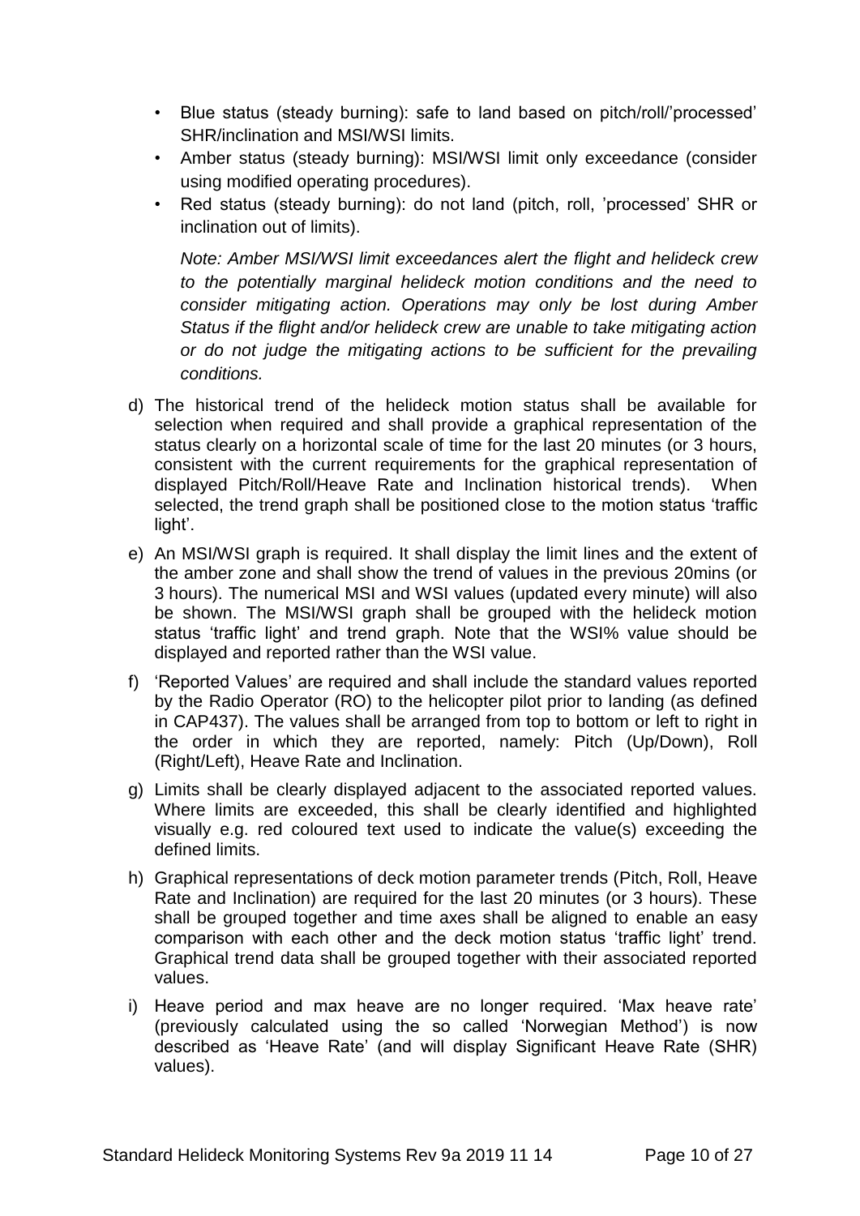- Blue status (steady burning): safe to land based on pitch/roll/'processed' SHR/inclination and MSI/WSI limits.
- Amber status (steady burning): MSI/WSI limit only exceedance (consider using modified operating procedures).
- Red status (steady burning): do not land (pitch, roll, 'processed' SHR or inclination out of limits).

  *Note: Amber MSI/WSI limit exceedances alert the flight and helideck crew to the potentially marginal helideck motion conditions and the need to consider mitigating action. Operations may only be lost during Amber Status if the flight and/or helideck crew are unable to take mitigating action or do not judge the mitigating actions to be sufficient for the prevailing conditions.*

d) The historical trend of the helideck motion status shall be available for selection when required and shall provide a graphical representation of the status clearly on a horizontal scale of time for the last 20 minutes (or 3 hours, consistent with the current requirements for the graphical representation of displayed Pitch/Roll/Heave Rate and Inclination historical trends). When selected, the trend graph shall be positioned close to the motion status 'traffic light'.

e) An MSI/WSI graph is required. It shall display the limit lines and the extent of the amber zone and shall show the trend of values in the previous 20mins (or 3 hours). The numerical MSI and WSI values (updated every minute) will also be shown. The MSI/WSI graph shall be grouped with the helideck motion status 'traffic light' and trend graph. Note that the WSI% value should be displayed and reported rather than the WSI value.

f) 'Reported Values' are required and shall include the standard values reported by the Radio Operator (RO) to the helicopter pilot prior to landing (as defined in CAP437). The values shall be arranged from top to bottom or left to right in the order in which they are reported, namely: Pitch (Up/Down), Roll (Right/Left), Heave Rate and Inclination.

g) Limits shall be clearly displayed adjacent to the associated reported values. Where limits are exceeded, this shall be clearly identified and highlighted visually e.g. red coloured text used to indicate the value(s) exceeding the defined limits.

h) Graphical representations of deck motion parameter trends (Pitch, Roll, Heave Rate and Inclination) are required for the last 20 minutes (or 3 hours). These shall be grouped together and time axes shall be aligned to enable an easy comparison with each other and the deck motion status 'traffic light' trend. Graphical trend data shall be grouped together with their associated reported values.

i) Heave period and max heave are no longer required. 'Max heave rate' (previously calculated using the so called 'Norwegian Method') is now described as 'Heave Rate' (and will display Significant Heave Rate (SHR) values).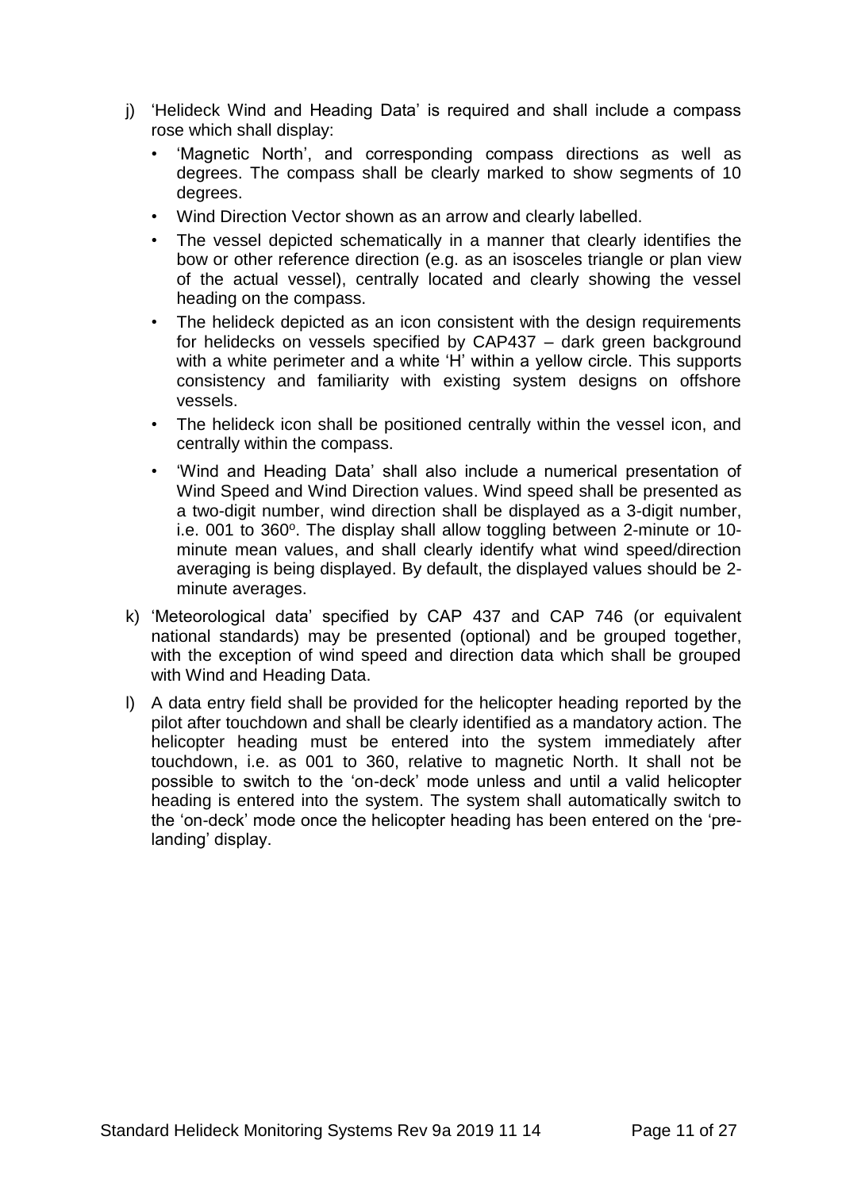j) 'Helideck Wind and Heading Data' is required and shall include a compass rose which shall display:
   - 'Magnetic North', and corresponding compass directions as well as degrees. The compass shall be clearly marked to show segments of 10 degrees.
   - Wind Direction Vector shown as an arrow and clearly labelled.
   - The vessel depicted schematically in a manner that clearly identifies the bow or other reference direction (e.g. as an isosceles triangle or plan view of the actual vessel), centrally located and clearly showing the vessel heading on the compass.
   - The helideck depicted as an icon consistent with the design requirements for helidecks on vessels specified by CAP437 – dark green background with a white perimeter and a white 'H' within a yellow circle. This supports consistency and familiarity with existing system designs on offshore vessels.
   - The helideck icon shall be positioned centrally within the vessel icon, and centrally within the compass.
   - 'Wind and Heading Data' shall also include a numerical presentation of Wind Speed and Wind Direction values. Wind speed shall be presented as a two-digit number, wind direction shall be displayed as a 3-digit number, i.e. 001 to 360°. The display shall allow toggling between 2-minute or 10-minute mean values, and shall clearly identify what wind speed/direction averaging is being displayed. By default, the displayed values should be 2-minute averages.

k) 'Meteorological data' specified by CAP 437 and CAP 746 (or equivalent national standards) may be presented (optional) and be grouped together, with the exception of wind speed and direction data which shall be grouped with Wind and Heading Data.

l) A data entry field shall be provided for the helicopter heading reported by the pilot after touchdown and shall be clearly identified as a mandatory action. The helicopter heading must be entered into the system immediately after touchdown, i.e. as 001 to 360, relative to magnetic North. It shall not be possible to switch to the 'on-deck' mode unless and until a valid helicopter heading is entered into the system. The system shall automatically switch to the 'on-deck' mode once the helicopter heading has been entered on the 'pre-landing' display.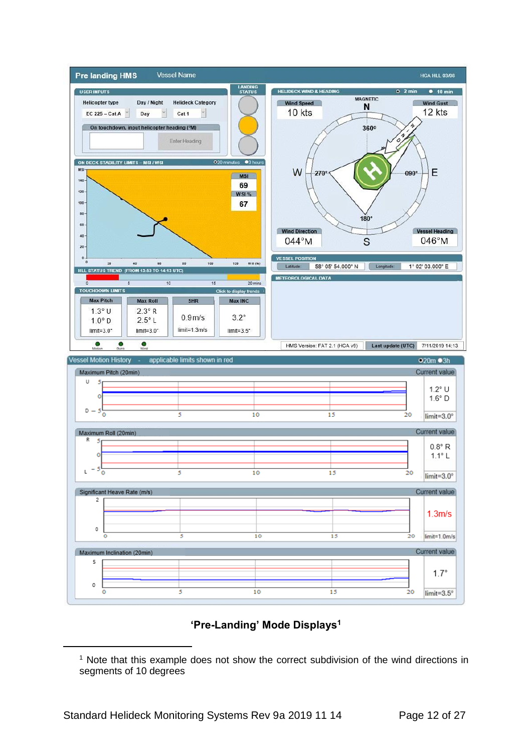**'Pre-Landing' Mode Displays**[1]

[1] Note that this example does not show the correct subdivision of the wind directions in segments of 10 degrees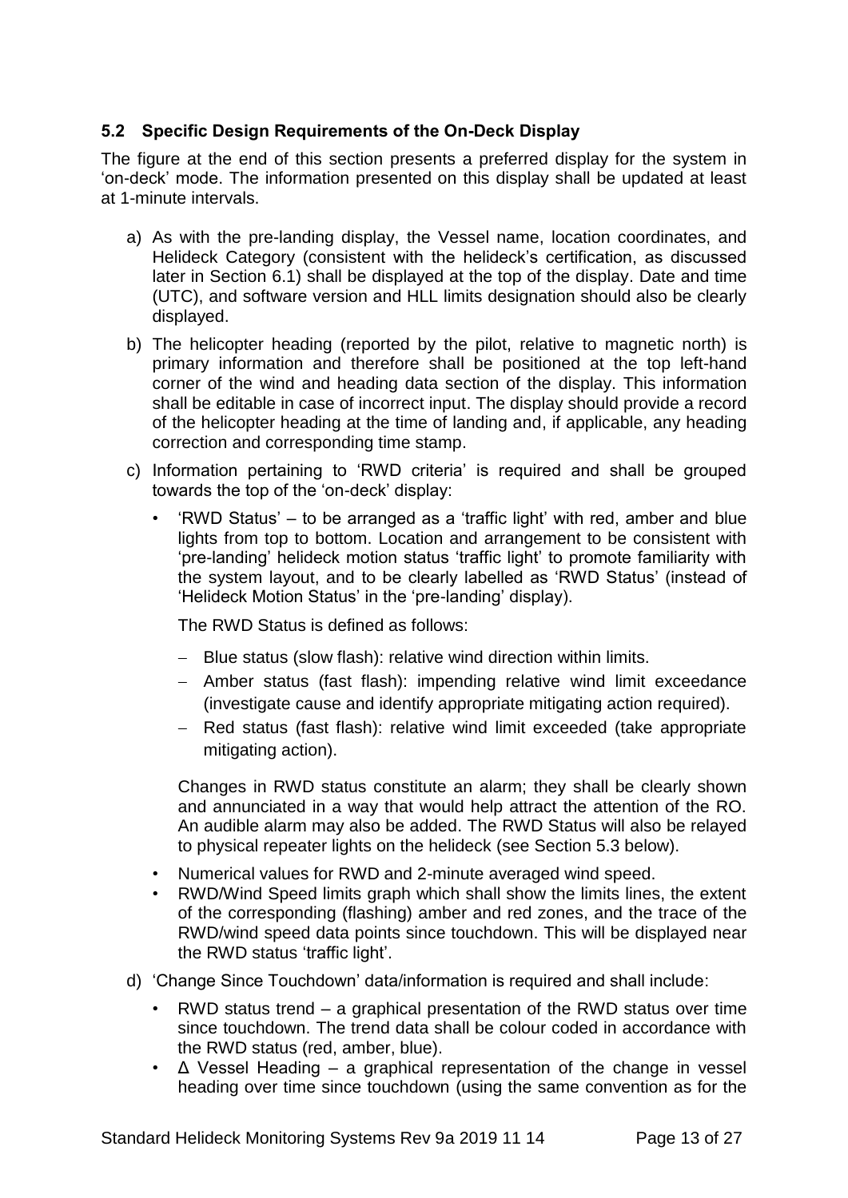### 5.2 Specific Design Requirements of the On-Deck Display

The figure at the end of this section presents a preferred display for the system in 'on-deck' mode. The information presented on this display shall be updated at least at 1-minute intervals.

a) As with the pre-landing display, the Vessel name, location coordinates, and Helideck Category (consistent with the helideck's certification, as discussed later in Section 6.1) shall be displayed at the top of the display. Date and time (UTC), and software version and HLL limits designation should also be clearly displayed.

b) The helicopter heading (reported by the pilot, relative to magnetic north) is primary information and therefore shall be positioned at the top left-hand corner of the wind and heading data section of the display. This information shall be editable in case of incorrect input. The display should provide a record of the helicopter heading at the time of landing and, if applicable, any heading correction and corresponding time stamp.

c) Information pertaining to 'RWD criteria' is required and shall be grouped towards the top of the 'on-deck' display:

   - 'RWD Status' – to be arranged as a 'traffic light' with red, amber and blue lights from top to bottom. Location and arrangement to be consistent with 'pre-landing' helideck motion status 'traffic light' to promote familiarity with the system layout, and to be clearly labelled as 'RWD Status' (instead of 'Helideck Motion Status' in the 'pre-landing' display).

     The RWD Status is defined as follows:

     - Blue status (slow flash): relative wind direction within limits.
     - Amber status (fast flash): impending relative wind limit exceedance (investigate cause and identify appropriate mitigating action required).
     - Red status (fast flash): relative wind limit exceeded (take appropriate mitigating action).

     Changes in RWD status constitute an alarm; they shall be clearly shown and annunciated in a way that would help attract the attention of the RO. An audible alarm may also be added. The RWD Status will also be relayed to physical repeater lights on the helideck (see Section 5.3 below).

   - Numerical values for RWD and 2-minute averaged wind speed.
   - RWD/Wind Speed limits graph which shall show the limits lines, the extent of the corresponding (flashing) amber and red zones, and the trace of the RWD/wind speed data points since touchdown. This will be displayed near the RWD status 'traffic light'.

d) 'Change Since Touchdown' data/information is required and shall include:

   - RWD status trend – a graphical presentation of the RWD status over time since touchdown. The trend data shall be colour coded in accordance with the RWD status (red, amber, blue).
   - Δ Vessel Heading – a graphical representation of the change in vessel heading over time since touchdown (using the same convention as for the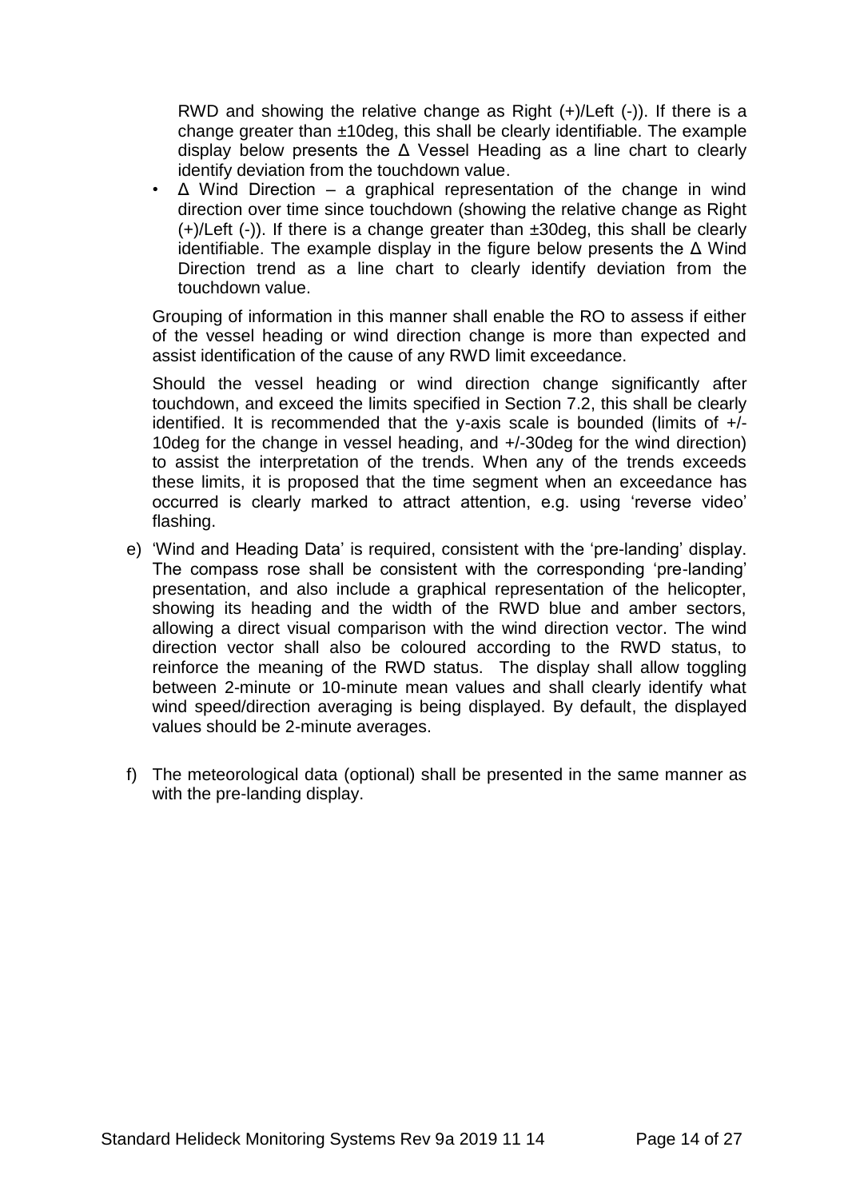RWD and showing the relative change as Right (+)/Left (-)). If there is a change greater than ±10deg, this shall be clearly identifiable. The example display below presents the Δ Vessel Heading as a line chart to clearly identify deviation from the touchdown value.

- Δ Wind Direction – a graphical representation of the change in wind direction over time since touchdown (showing the relative change as Right (+)/Left (-)). If there is a change greater than ±30deg, this shall be clearly identifiable. The example display in the figure below presents the Δ Wind Direction trend as a line chart to clearly identify deviation from the touchdown value.

Grouping of information in this manner shall enable the RO to assess if either of the vessel heading or wind direction change is more than expected and assist identification of the cause of any RWD limit exceedance.

Should the vessel heading or wind direction change significantly after touchdown, and exceed the limits specified in Section 7.2, this shall be clearly identified. It is recommended that the y-axis scale is bounded (limits of +/-10deg for the change in vessel heading, and +/-30deg for the wind direction) to assist the interpretation of the trends. When any of the trends exceeds these limits, it is proposed that the time segment when an exceedance has occurred is clearly marked to attract attention, e.g. using 'reverse video' flashing.

e) 'Wind and Heading Data' is required, consistent with the 'pre-landing' display. The compass rose shall be consistent with the corresponding 'pre-landing' presentation, and also include a graphical representation of the helicopter, showing its heading and the width of the RWD blue and amber sectors, allowing a direct visual comparison with the wind direction vector. The wind direction vector shall also be coloured according to the RWD status, to reinforce the meaning of the RWD status. The display shall allow toggling between 2-minute or 10-minute mean values and shall clearly identify what wind speed/direction averaging is being displayed. By default, the displayed values should be 2-minute averages.

f) The meteorological data (optional) shall be presented in the same manner as with the pre-landing display.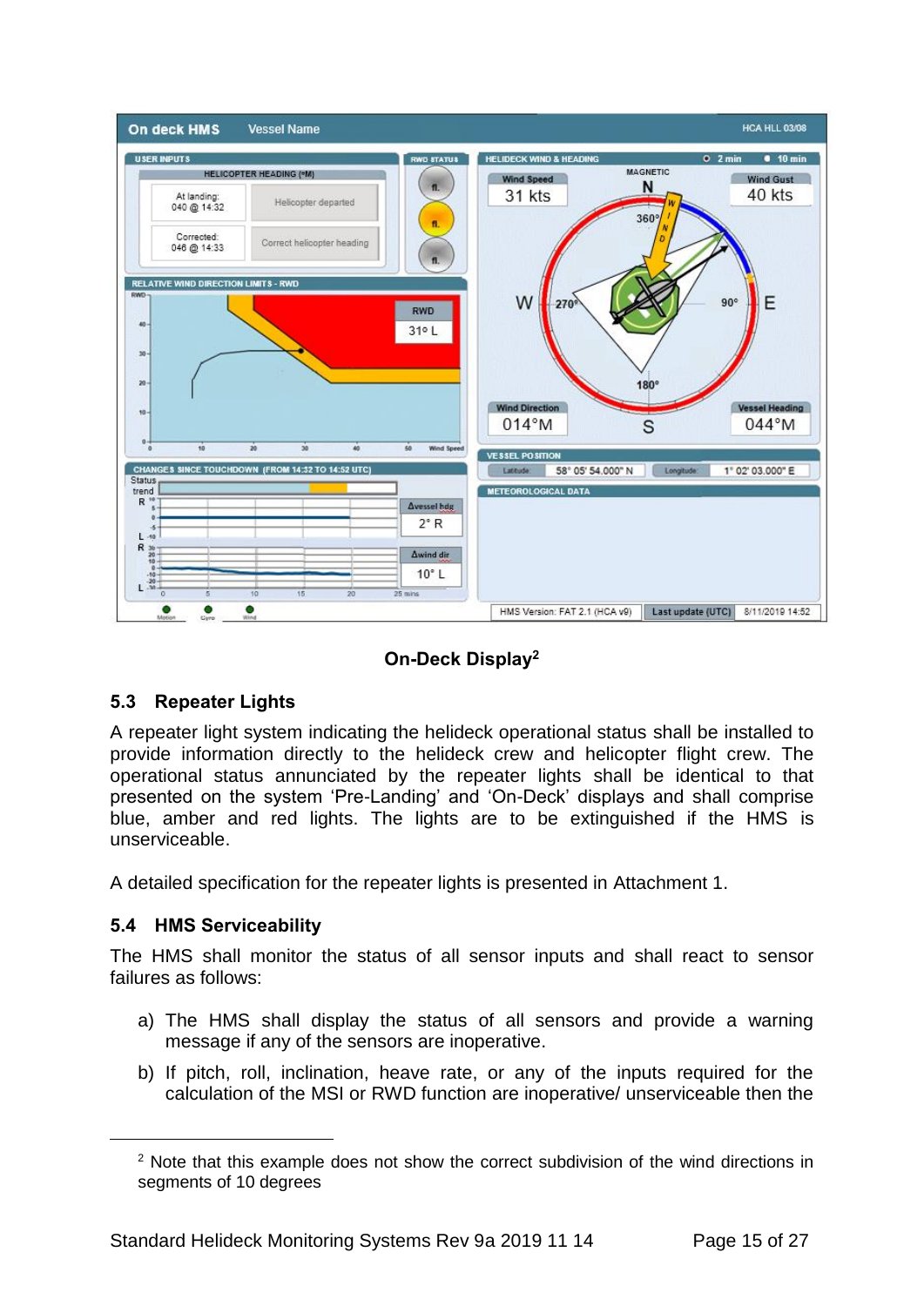**On-Deck Display**[2]

## 5.3 Repeater Lights

A repeater light system indicating the helideck operational status shall be installed to provide information directly to the helideck crew and helicopter flight crew. The operational status annunciated by the repeater lights shall be identical to that presented on the system 'Pre-Landing' and 'On-Deck' displays and shall comprise blue, amber and red lights. The lights are to be extinguished if the HMS is unserviceable.

A detailed specification for the repeater lights is presented in Attachment 1.

## 5.4 HMS Serviceability

The HMS shall monitor the status of all sensor inputs and shall react to sensor failures as follows:

a) The HMS shall display the status of all sensors and provide a warning message if any of the sensors are inoperative.

b) If pitch, roll, inclination, heave rate, or any of the inputs required for the calculation of the MSI or RWD function are inoperative/ unserviceable then the

[2] Note that this example does not show the correct subdivision of the wind directions in segments of 10 degrees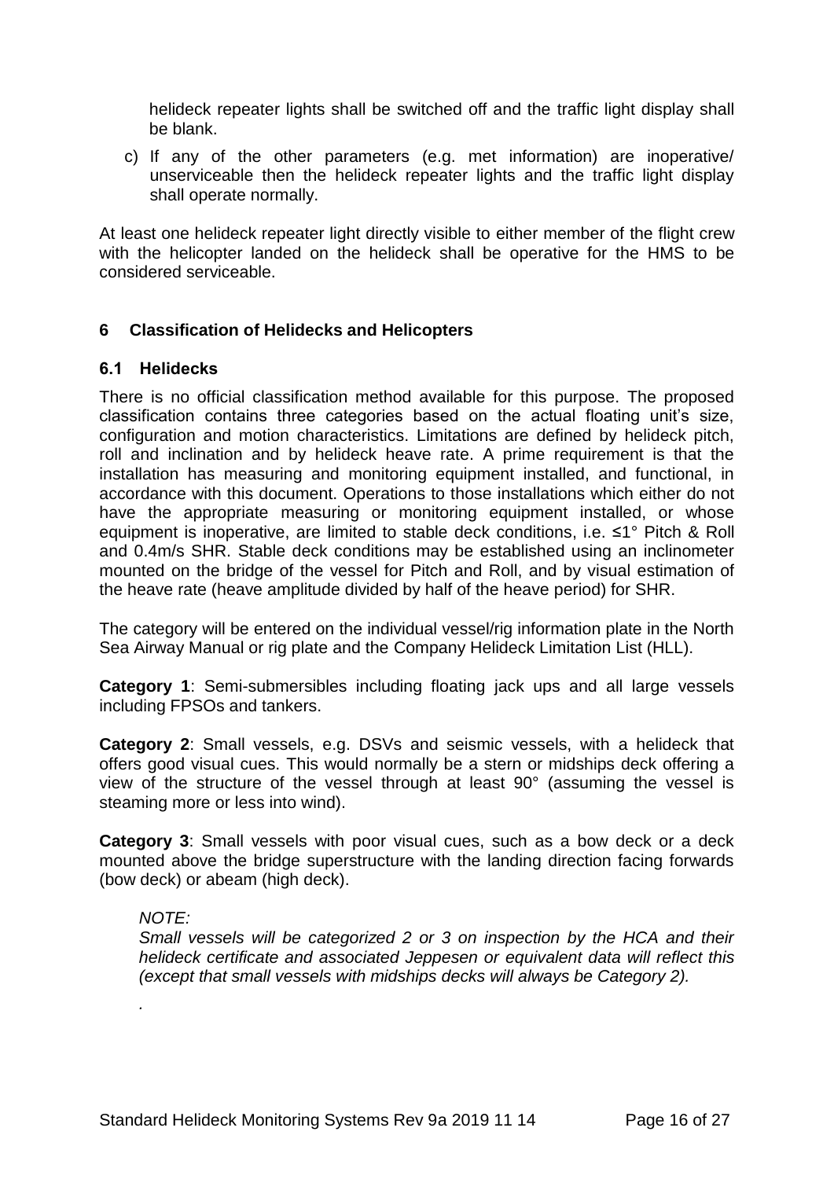helideck repeater lights shall be switched off and the traffic light display shall be blank.

c) If any of the other parameters (e.g. met information) are inoperative/ unserviceable then the helideck repeater lights and the traffic light display shall operate normally.

At least one helideck repeater light directly visible to either member of the flight crew with the helicopter landed on the helideck shall be operative for the HMS to be considered serviceable.

## 6 Classification of Helidecks and Helicopters

### 6.1 Helidecks

There is no official classification method available for this purpose. The proposed classification contains three categories based on the actual floating unit's size, configuration and motion characteristics. Limitations are defined by helideck pitch, roll and inclination and by helideck heave rate. A prime requirement is that the installation has measuring and monitoring equipment installed, and functional, in accordance with this document. Operations to those installations which either do not have the appropriate measuring or monitoring equipment installed, or whose equipment is inoperative, are limited to stable deck conditions, i.e. ≤1° Pitch & Roll and 0.4m/s SHR. Stable deck conditions may be established using an inclinometer mounted on the bridge of the vessel for Pitch and Roll, and by visual estimation of the heave rate (heave amplitude divided by half of the heave period) for SHR.

The category will be entered on the individual vessel/rig information plate in the North Sea Airway Manual or rig plate and the Company Helideck Limitation List (HLL).

**Category 1**: Semi-submersibles including floating jack ups and all large vessels including FPSOs and tankers.

**Category 2**: Small vessels, e.g. DSVs and seismic vessels, with a helideck that offers good visual cues. This would normally be a stern or midships deck offering a view of the structure of the vessel through at least 90° (assuming the vessel is steaming more or less into wind).

**Category 3**: Small vessels with poor visual cues, such as a bow deck or a deck mounted above the bridge superstructure with the landing direction facing forwards (bow deck) or abeam (high deck).

*NOTE:*
*Small vessels will be categorized 2 or 3 on inspection by the HCA and their helideck certificate and associated Jeppesen or equivalent data will reflect this (except that small vessels with midships decks will always be Category 2).*

*.*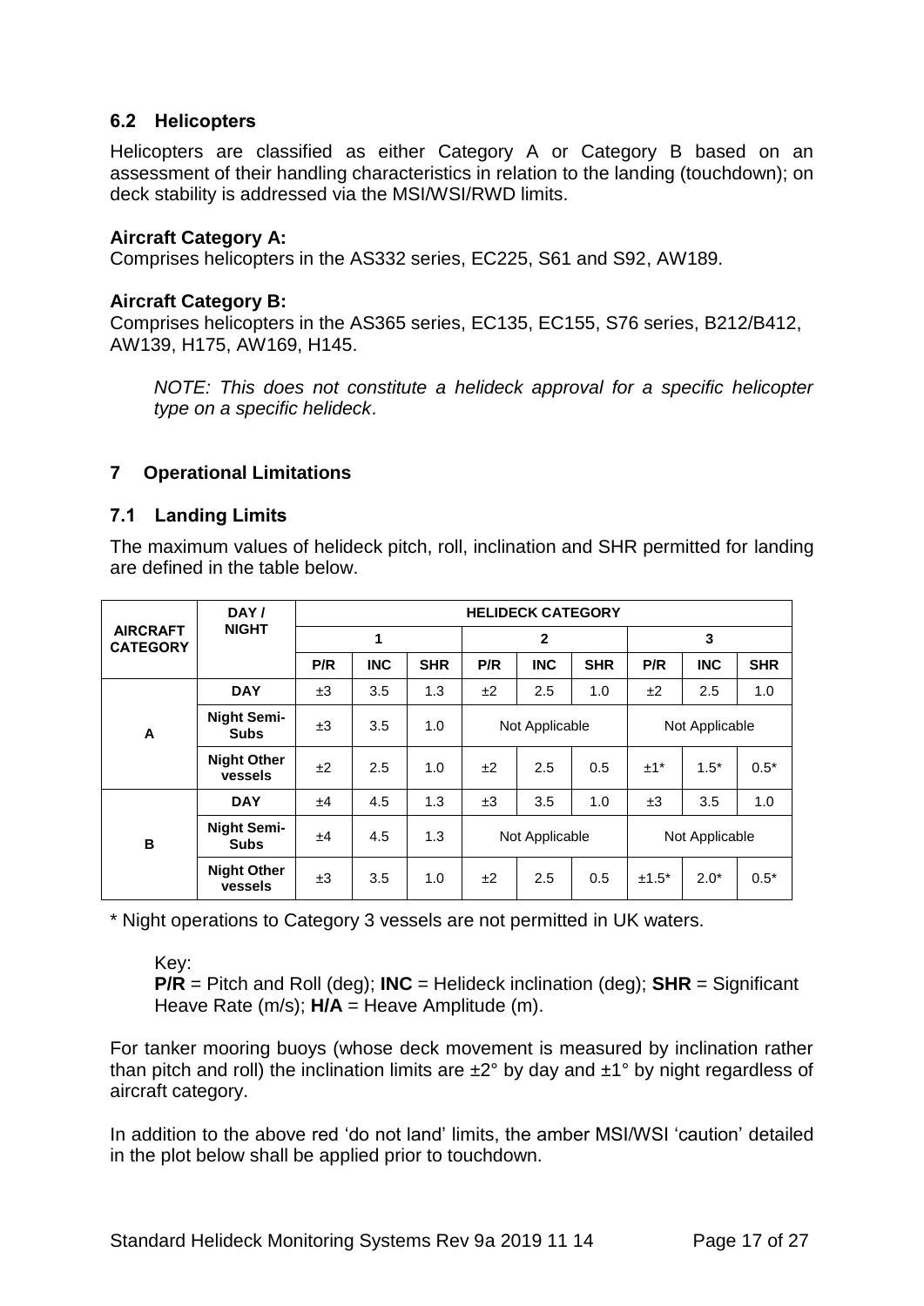### 6.2 Helicopters

Helicopters are classified as either Category A or Category B based on an assessment of their handling characteristics in relation to the landing (touchdown); on deck stability is addressed via the MSI/WSI/RWD limits.

**Aircraft Category A:**
Comprises helicopters in the AS332 series, EC225, S61 and S92, AW189.

**Aircraft Category B:**
Comprises helicopters in the AS365 series, EC135, EC155, S76 series, B212/B412, AW139, H175, AW169, H145.

*NOTE: This does not constitute a helideck approval for a specific helicopter type on a specific helideck.*

## 7 Operational Limitations

### 7.1 Landing Limits

The maximum values of helideck pitch, roll, inclination and SHR permitted for landing are defined in the table below.

| AIRCRAFT CATEGORY | DAY / NIGHT | HELIDECK CATEGORY | | | | | | | | |
|---|---|---|---|---|---|---|---|---|---|---|
| | | 1 | | | 2 | | | 3 | | |
| | | P/R | INC | SHR | P/R | INC | SHR | P/R | INC | SHR |
| A | DAY | ±3 | 3.5 | 1.3 | ±2 | 2.5 | 1.0 | ±2 | 2.5 | 1.0 |
| | Night Semi-Subs | ±3 | 3.5 | 1.0 | Not Applicable | | | Not Applicable | | |
| | Night Other vessels | ±2 | 2.5 | 1.0 | ±2 | 2.5 | 0.5 | ±1* | 1.5* | 0.5* |
| B | DAY | ±4 | 4.5 | 1.3 | ±3 | 3.5 | 1.0 | ±3 | 3.5 | 1.0 |
| | Night Semi-Subs | ±4 | 4.5 | 1.3 | Not Applicable | | | Not Applicable | | |
| | Night Other vessels | ±3 | 3.5 | 1.0 | ±2 | 2.5 | 0.5 | ±1.5* | 2.0* | 0.5* |

\* Night operations to Category 3 vessels are not permitted in UK waters.

Key:
**P/R** = Pitch and Roll (deg); **INC** = Helideck inclination (deg); **SHR** = Significant Heave Rate (m/s); **H/A** = Heave Amplitude (m).

For tanker mooring buoys (whose deck movement is measured by inclination rather than pitch and roll) the inclination limits are ±2° by day and ±1° by night regardless of aircraft category.

In addition to the above red 'do not land' limits, the amber MSI/WSI 'caution' detailed in the plot below shall be applied prior to touchdown.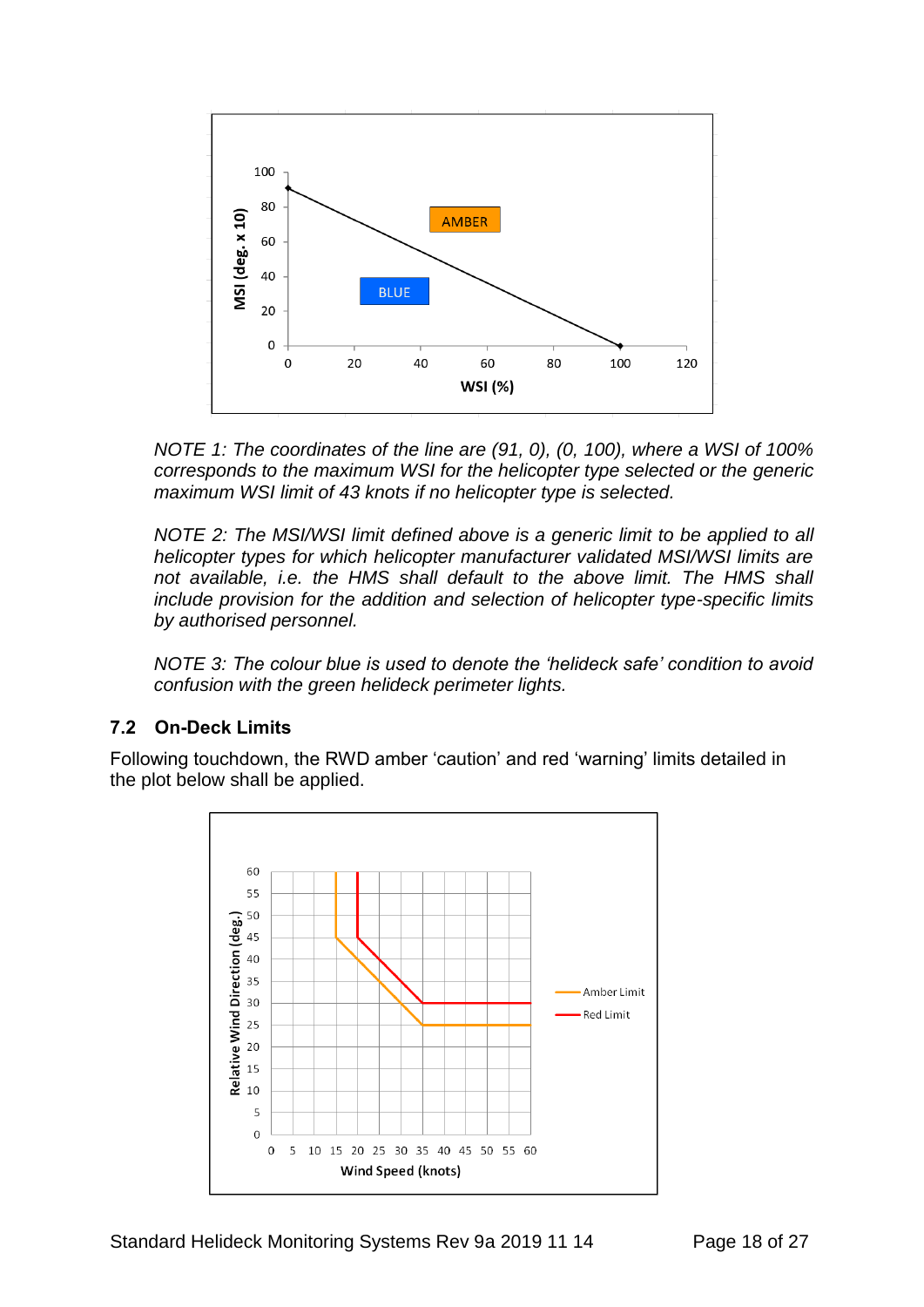*NOTE 1: The coordinates of the line are (91, 0), (0, 100), where a WSI of 100% corresponds to the maximum WSI for the helicopter type selected or the generic maximum WSI limit of 43 knots if no helicopter type is selected.*

*NOTE 2: The MSI/WSI limit defined above is a generic limit to be applied to all helicopter types for which helicopter manufacturer validated MSI/WSI limits are not available, i.e. the HMS shall default to the above limit. The HMS shall include provision for the addition and selection of helicopter type-specific limits by authorised personnel.*

*NOTE 3: The colour blue is used to denote the 'helideck safe' condition to avoid confusion with the green helideck perimeter lights.*

### 7.2 On-Deck Limits

Following touchdown, the RWD amber 'caution' and red 'warning' limits detailed in the plot below shall be applied.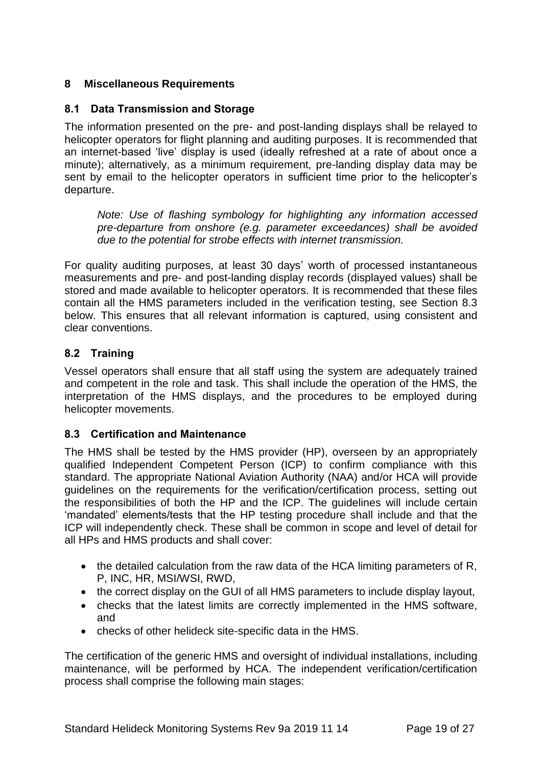## 8 Miscellaneous Requirements

### 8.1 Data Transmission and Storage

The information presented on the pre- and post-landing displays shall be relayed to helicopter operators for flight planning and auditing purposes. It is recommended that an internet-based 'live' display is used (ideally refreshed at a rate of about once a minute); alternatively, as a minimum requirement, pre-landing display data may be sent by email to the helicopter operators in sufficient time prior to the helicopter's departure.

> *Note: Use of flashing symbology for highlighting any information accessed pre-departure from onshore (e.g. parameter exceedances) shall be avoided due to the potential for strobe effects with internet transmission.*

For quality auditing purposes, at least 30 days' worth of processed instantaneous measurements and pre- and post-landing display records (displayed values) shall be stored and made available to helicopter operators. It is recommended that these files contain all the HMS parameters included in the verification testing, see Section 8.3 below. This ensures that all relevant information is captured, using consistent and clear conventions.

### 8.2 Training

Vessel operators shall ensure that all staff using the system are adequately trained and competent in the role and task. This shall include the operation of the HMS, the interpretation of the HMS displays, and the procedures to be employed during helicopter movements.

### 8.3 Certification and Maintenance

The HMS shall be tested by the HMS provider (HP), overseen by an appropriately qualified Independent Competent Person (ICP) to confirm compliance with this standard. The appropriate National Aviation Authority (NAA) and/or HCA will provide guidelines on the requirements for the verification/certification process, setting out the responsibilities of both the HP and the ICP. The guidelines will include certain 'mandated' elements/tests that the HP testing procedure shall include and that the ICP will independently check. These shall be common in scope and level of detail for all HPs and HMS products and shall cover:

- the detailed calculation from the raw data of the HCA limiting parameters of R, P, INC, HR, MSI/WSI, RWD,
- the correct display on the GUI of all HMS parameters to include display layout,
- checks that the latest limits are correctly implemented in the HMS software, and
- checks of other helideck site-specific data in the HMS.

The certification of the generic HMS and oversight of individual installations, including maintenance, will be performed by HCA. The independent verification/certification process shall comprise the following main stages: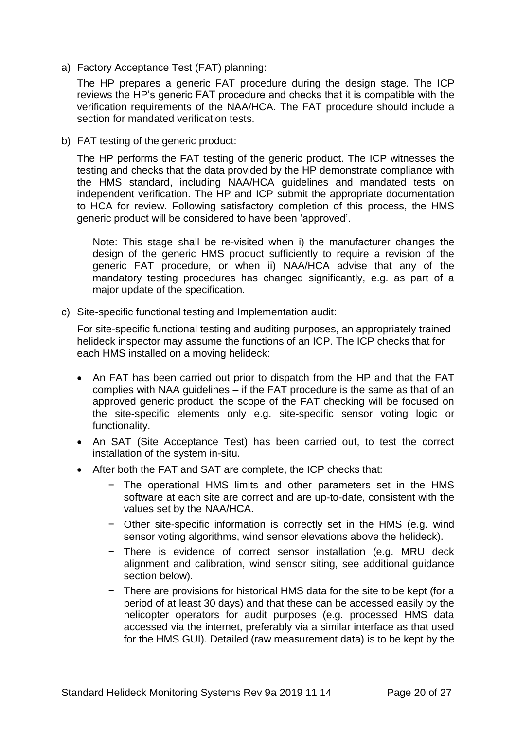a) Factory Acceptance Test (FAT) planning:

   The HP prepares a generic FAT procedure during the design stage. The ICP reviews the HP's generic FAT procedure and checks that it is compatible with the verification requirements of the NAA/HCA. The FAT procedure should include a section for mandated verification tests.

b) FAT testing of the generic product:

   The HP performs the FAT testing of the generic product. The ICP witnesses the testing and checks that the data provided by the HP demonstrate compliance with the HMS standard, including NAA/HCA guidelines and mandated tests on independent verification. The HP and ICP submit the appropriate documentation to HCA for review. Following satisfactory completion of this process, the HMS generic product will be considered to have been 'approved'.

   Note: This stage shall be re-visited when i) the manufacturer changes the design of the generic HMS product sufficiently to require a revision of the generic FAT procedure, or when ii) NAA/HCA advise that any of the mandatory testing procedures has changed significantly, e.g. as part of a major update of the specification.

c) Site-specific functional testing and Implementation audit:

   For site-specific functional testing and auditing purposes, an appropriately trained helideck inspector may assume the functions of an ICP. The ICP checks that for each HMS installed on a moving helideck:

   - An FAT has been carried out prior to dispatch from the HP and that the FAT complies with NAA guidelines – if the FAT procedure is the same as that of an approved generic product, the scope of the FAT checking will be focused on the site-specific elements only e.g. site-specific sensor voting logic or functionality.
   - An SAT (Site Acceptance Test) has been carried out, to test the correct installation of the system in-situ.
   - After both the FAT and SAT are complete, the ICP checks that:
     - The operational HMS limits and other parameters set in the HMS software at each site are correct and are up-to-date, consistent with the values set by the NAA/HCA.
     - Other site-specific information is correctly set in the HMS (e.g. wind sensor voting algorithms, wind sensor elevations above the helideck).
     - There is evidence of correct sensor installation (e.g. MRU deck alignment and calibration, wind sensor siting, see additional guidance section below).
     - There are provisions for historical HMS data for the site to be kept (for a period of at least 30 days) and that these can be accessed easily by the helicopter operators for audit purposes (e.g. processed HMS data accessed via the internet, preferably via a similar interface as that used for the HMS GUI). Detailed (raw measurement data) is to be kept by the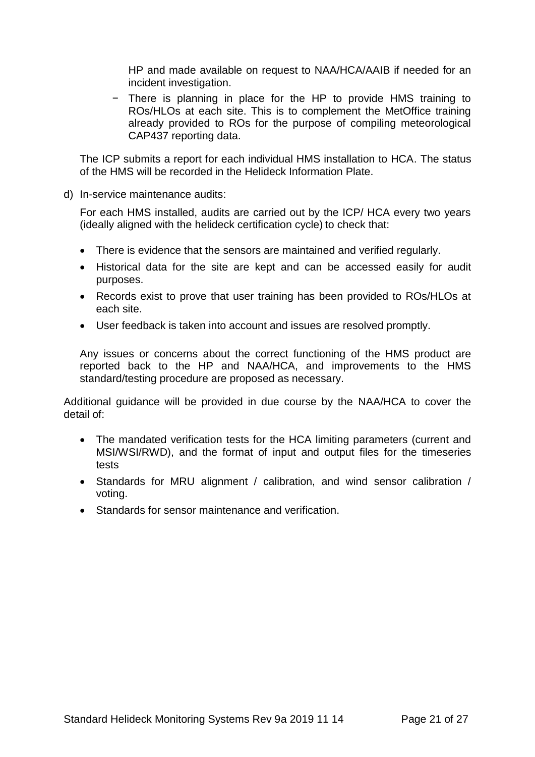HP and made available on request to NAA/HCA/AAIB if needed for an incident investigation.

- There is planning in place for the HP to provide HMS training to ROs/HLOs at each site. This is to complement the MetOffice training already provided to ROs for the purpose of compiling meteorological CAP437 reporting data.

The ICP submits a report for each individual HMS installation to HCA. The status of the HMS will be recorded in the Helideck Information Plate.

d) In-service maintenance audits:

For each HMS installed, audits are carried out by the ICP/ HCA every two years (ideally aligned with the helideck certification cycle) to check that:

- There is evidence that the sensors are maintained and verified regularly.
- Historical data for the site are kept and can be accessed easily for audit purposes.
- Records exist to prove that user training has been provided to ROs/HLOs at each site.
- User feedback is taken into account and issues are resolved promptly.

Any issues or concerns about the correct functioning of the HMS product are reported back to the HP and NAA/HCA, and improvements to the HMS standard/testing procedure are proposed as necessary.

Additional guidance will be provided in due course by the NAA/HCA to cover the detail of:

- The mandated verification tests for the HCA limiting parameters (current and MSI/WSI/RWD), and the format of input and output files for the timeseries tests
- Standards for MRU alignment / calibration, and wind sensor calibration / voting.
- Standards for sensor maintenance and verification.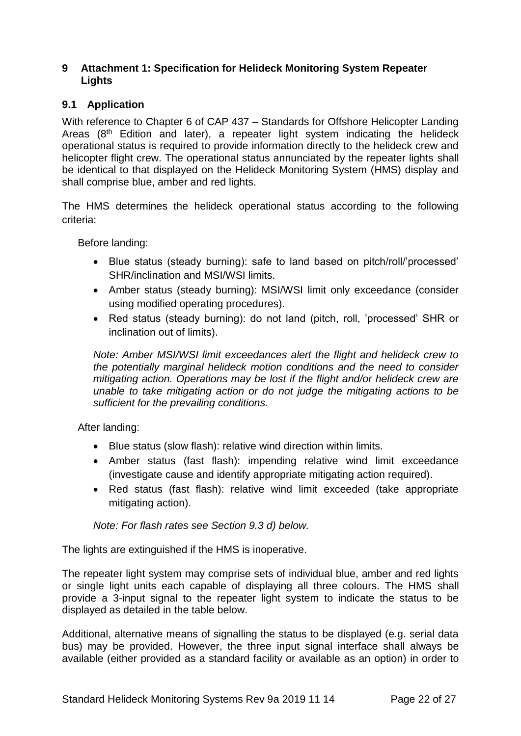## 9 Attachment 1: Specification for Helideck Monitoring System Repeater Lights

### 9.1 Application

With reference to Chapter 6 of CAP 437 – Standards for Offshore Helicopter Landing Areas (8th Edition and later), a repeater light system indicating the helideck operational status is required to provide information directly to the helideck crew and helicopter flight crew. The operational status annunciated by the repeater lights shall be identical to that displayed on the Helideck Monitoring System (HMS) display and shall comprise blue, amber and red lights.

The HMS determines the helideck operational status according to the following criteria:

Before landing:

- Blue status (steady burning): safe to land based on pitch/roll/'processed' SHR/inclination and MSI/WSI limits.
- Amber status (steady burning): MSI/WSI limit only exceedance (consider using modified operating procedures).
- Red status (steady burning): do not land (pitch, roll, 'processed' SHR or inclination out of limits).

*Note: Amber MSI/WSI limit exceedances alert the flight and helideck crew to the potentially marginal helideck motion conditions and the need to consider mitigating action. Operations may be lost if the flight and/or helideck crew are unable to take mitigating action or do not judge the mitigating actions to be sufficient for the prevailing conditions.*

After landing:

- Blue status (slow flash): relative wind direction within limits.
- Amber status (fast flash): impending relative wind limit exceedance (investigate cause and identify appropriate mitigating action required).
- Red status (fast flash): relative wind limit exceeded (take appropriate mitigating action).

*Note: For flash rates see Section 9.3 d) below.*

The lights are extinguished if the HMS is inoperative.

The repeater light system may comprise sets of individual blue, amber and red lights or single light units each capable of displaying all three colours. The HMS shall provide a 3-input signal to the repeater light system to indicate the status to be displayed as detailed in the table below.

Additional, alternative means of signalling the status to be displayed (e.g. serial data bus) may be provided. However, the three input signal interface shall always be available (either provided as a standard facility or available as an option) in order to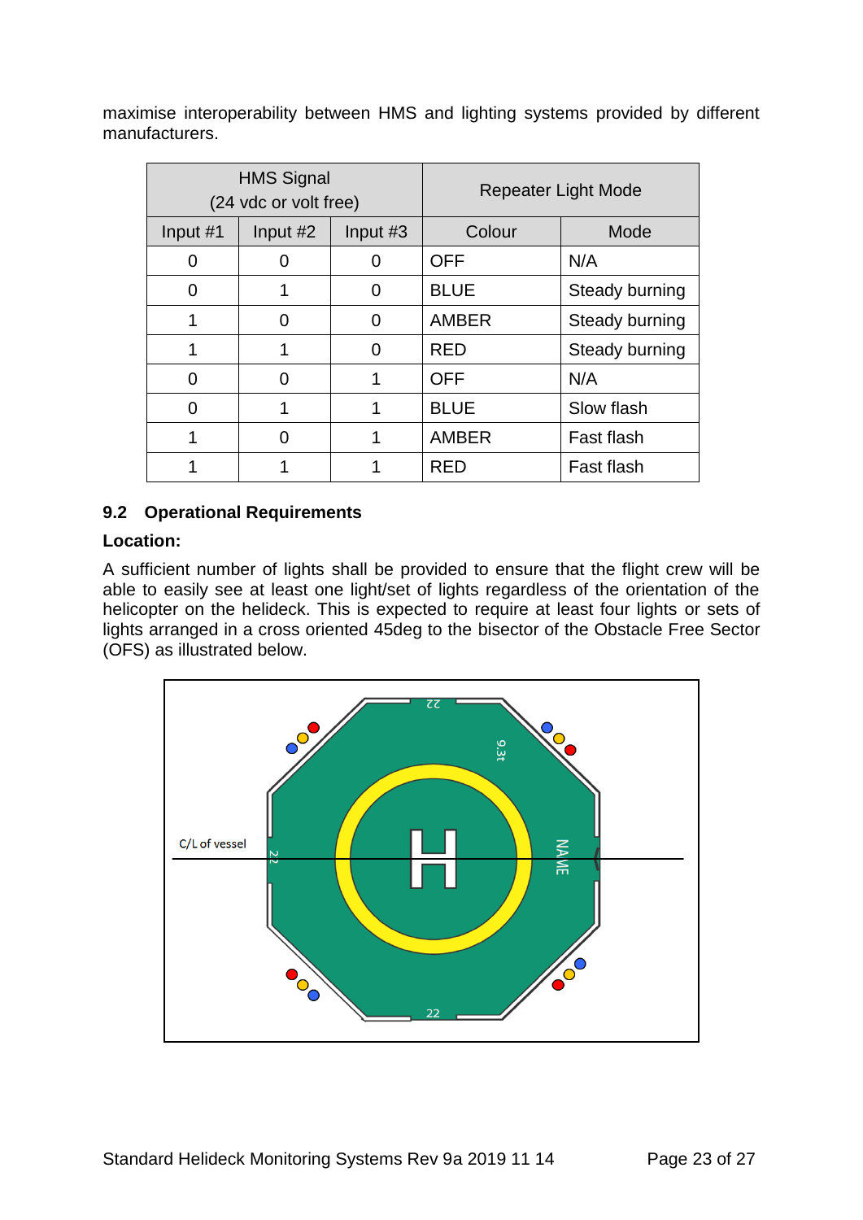maximise interoperability between HMS and lighting systems provided by different manufacturers.

| HMS Signal (24 vdc or volt free) | | | Repeater Light Mode | |
|---|---|---|---|---|
| Input #1 | Input #2 | Input #3 | Colour | Mode |
| 0 | 0 | 0 | OFF | N/A |
| 0 | 1 | 0 | BLUE | Steady burning |
| 1 | 0 | 0 | AMBER | Steady burning |
| 1 | 1 | 0 | RED | Steady burning |
| 0 | 0 | 1 | OFF | N/A |
| 0 | 1 | 1 | BLUE | Slow flash |
| 1 | 0 | 1 | AMBER | Fast flash |
| 1 | 1 | 1 | RED | Fast flash |

## 9.2 Operational Requirements

**Location:**

A sufficient number of lights shall be provided to ensure that the flight crew will be able to easily see at least one light/set of lights regardless of the orientation of the helicopter on the helideck. This is expected to require at least four lights or sets of lights arranged in a cross oriented 45deg to the bisector of the Obstacle Free Sector (OFS) as illustrated below.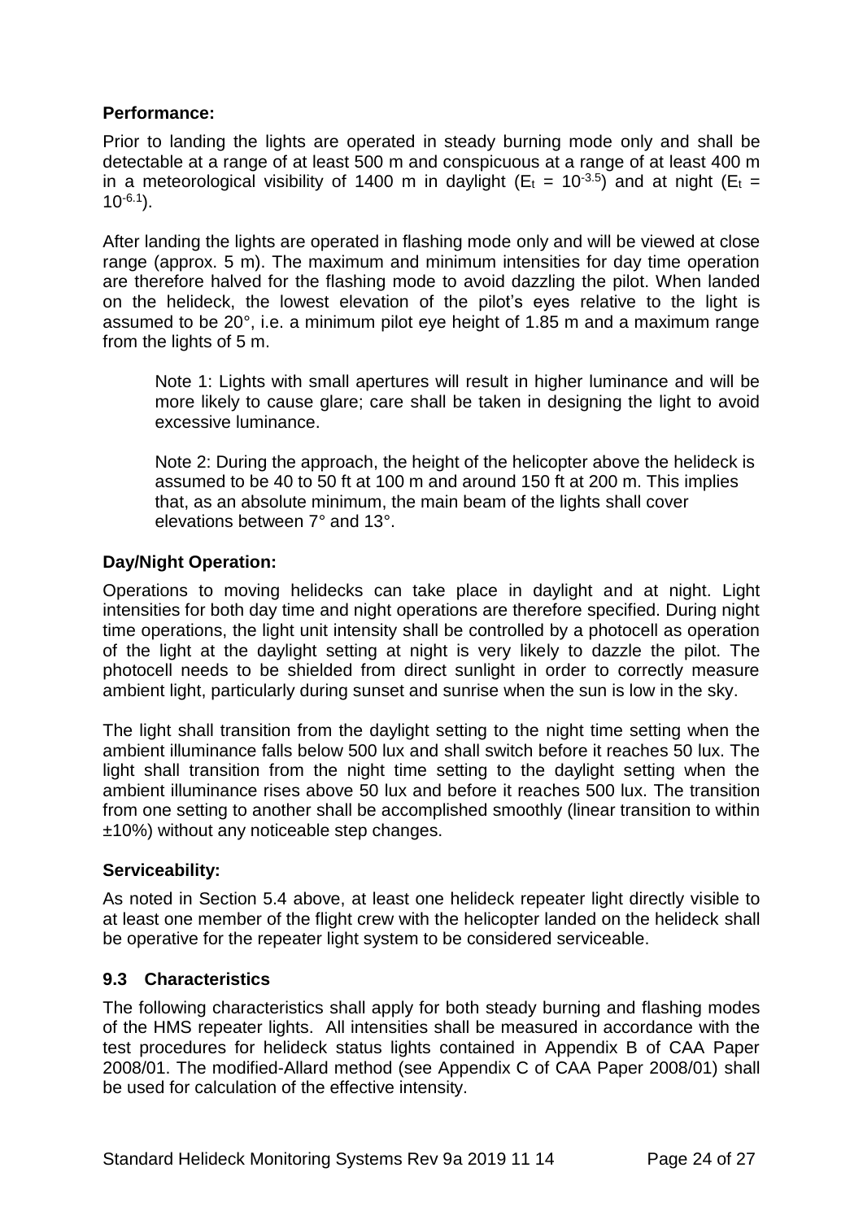**Performance:**

Prior to landing the lights are operated in steady burning mode only and shall be detectable at a range of at least 500 m and conspicuous at a range of at least 400 m in a meteorological visibility of 1400 m in daylight ($E_t = 10^{-3.5}$) and at night ($E_t = 10^{-6.1}$).

After landing the lights are operated in flashing mode only and will be viewed at close range (approx. 5 m). The maximum and minimum intensities for day time operation are therefore halved for the flashing mode to avoid dazzling the pilot. When landed on the helideck, the lowest elevation of the pilot's eyes relative to the light is assumed to be 20°, i.e. a minimum pilot eye height of 1.85 m and a maximum range from the lights of 5 m.

> Note 1: Lights with small apertures will result in higher luminance and will be more likely to cause glare; care shall be taken in designing the light to avoid excessive luminance.
>
> Note 2: During the approach, the height of the helicopter above the helideck is assumed to be 40 to 50 ft at 100 m and around 150 ft at 200 m. This implies that, as an absolute minimum, the main beam of the lights shall cover elevations between 7° and 13°.

**Day/Night Operation:**

Operations to moving helidecks can take place in daylight and at night. Light intensities for both day time and night operations are therefore specified. During night time operations, the light unit intensity shall be controlled by a photocell as operation of the light at the daylight setting at night is very likely to dazzle the pilot. The photocell needs to be shielded from direct sunlight in order to correctly measure ambient light, particularly during sunset and sunrise when the sun is low in the sky.

The light shall transition from the daylight setting to the night time setting when the ambient illuminance falls below 500 lux and shall switch before it reaches 50 lux. The light shall transition from the night time setting to the daylight setting when the ambient illuminance rises above 50 lux and before it reaches 500 lux. The transition from one setting to another shall be accomplished smoothly (linear transition to within ±10%) without any noticeable step changes.

**Serviceability:**

As noted in Section 5.4 above, at least one helideck repeater light directly visible to at least one member of the flight crew with the helicopter landed on the helideck shall be operative for the repeater light system to be considered serviceable.

## 9.3 Characteristics

The following characteristics shall apply for both steady burning and flashing modes of the HMS repeater lights. All intensities shall be measured in accordance with the test procedures for helideck status lights contained in Appendix B of CAA Paper 2008/01. The modified-Allard method (see Appendix C of CAA Paper 2008/01) shall be used for calculation of the effective intensity.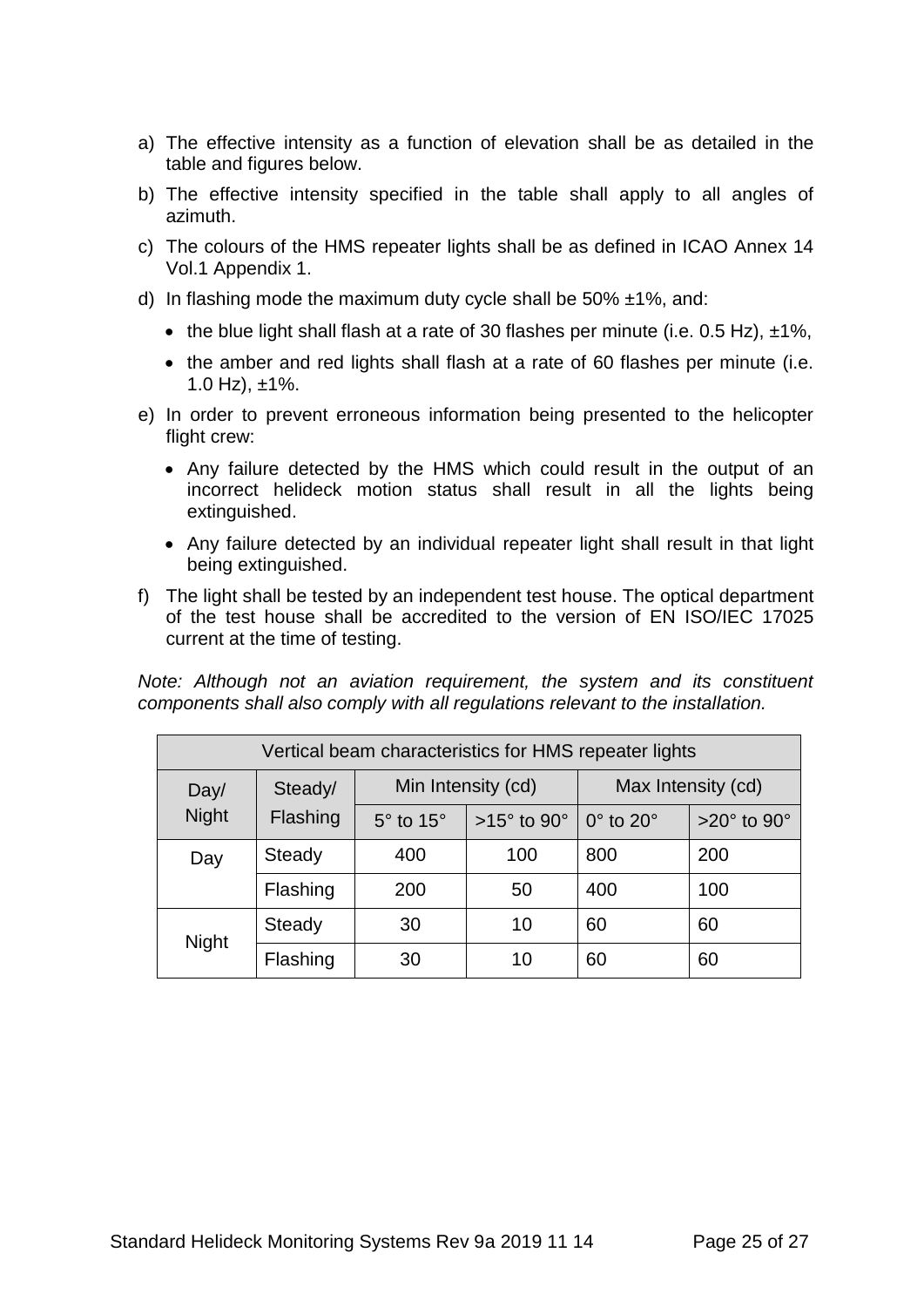a) The effective intensity as a function of elevation shall be as detailed in the table and figures below.

b) The effective intensity specified in the table shall apply to all angles of azimuth.

c) The colours of the HMS repeater lights shall be as defined in ICAO Annex 14 Vol.1 Appendix 1.

d) In flashing mode the maximum duty cycle shall be 50% ±1%, and:

   - the blue light shall flash at a rate of 30 flashes per minute (i.e. 0.5 Hz), ±1%,
   - the amber and red lights shall flash at a rate of 60 flashes per minute (i.e. 1.0 Hz), ±1%.

e) In order to prevent erroneous information being presented to the helicopter flight crew:

   - Any failure detected by the HMS which could result in the output of an incorrect helideck motion status shall result in all the lights being extinguished.
   - Any failure detected by an individual repeater light shall result in that light being extinguished.

f) The light shall be tested by an independent test house. The optical department of the test house shall be accredited to the version of EN ISO/IEC 17025 current at the time of testing.

*Note: Although not an aviation requirement, the system and its constituent components shall also comply with all regulations relevant to the installation.*

| Vertical beam characteristics for HMS repeater lights | | | | | |
|---|---|---|---|---|---|
| Day/ Night | Steady/ Flashing | Min Intensity (cd) | | Max Intensity (cd) | |
| | | 5° to 15° | >15° to 90° | 0° to 20° | >20° to 90° |
| Day | Steady | 400 | 100 | 800 | 200 |
| | Flashing | 200 | 50 | 400 | 100 |
| Night | Steady | 30 | 10 | 60 | 60 |
| | Flashing | 30 | 10 | 60 | 60 |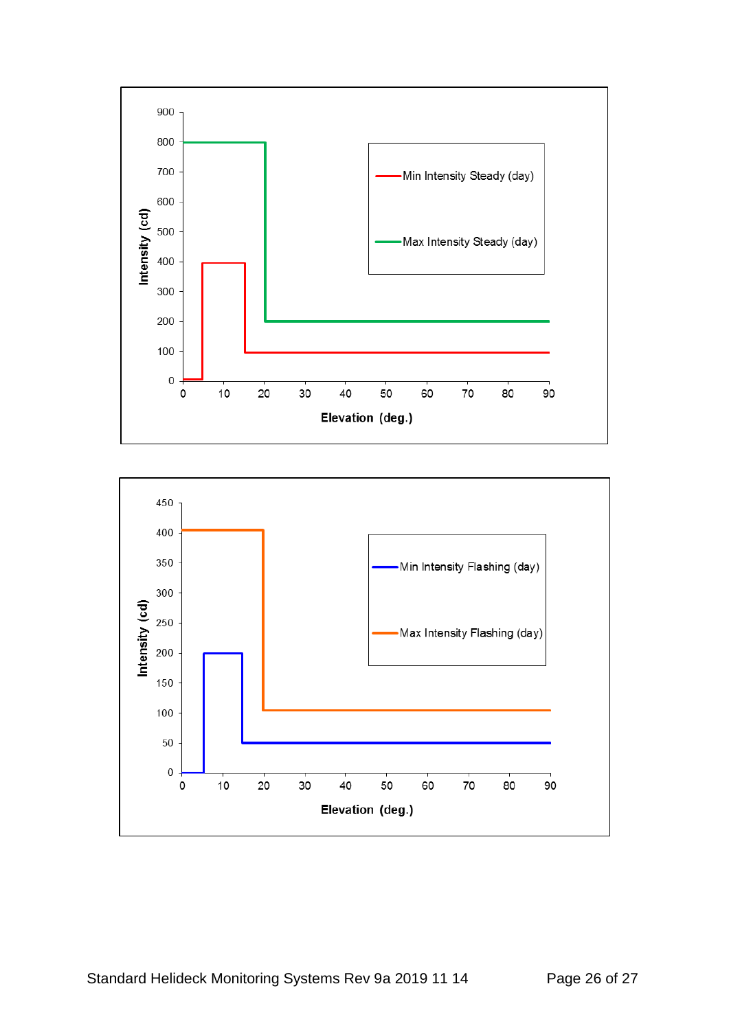Intensity (cd)

Elevation (deg.)

- Min Intensity Steady (day)
- Max Intensity Steady (day)

Intensity (cd)

Elevation (deg.)

- Min Intensity Flashing (day)
- Max Intensity Flashing (day)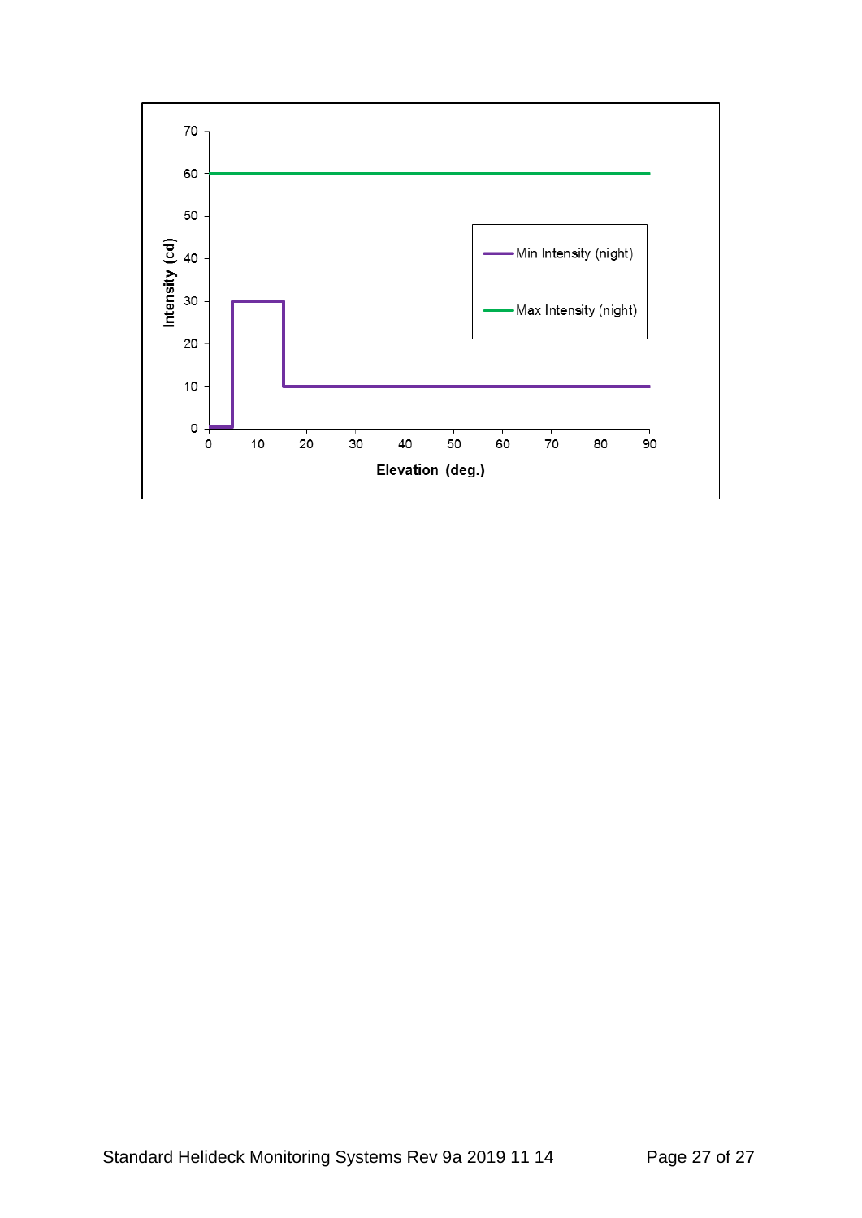70
60
50
40
30
20
10
0

Intensity (cd)

0 10 20 30 40 50 60 70 80 90

Elevation (deg.)

Min Intensity (night)

Max Intensity (night)